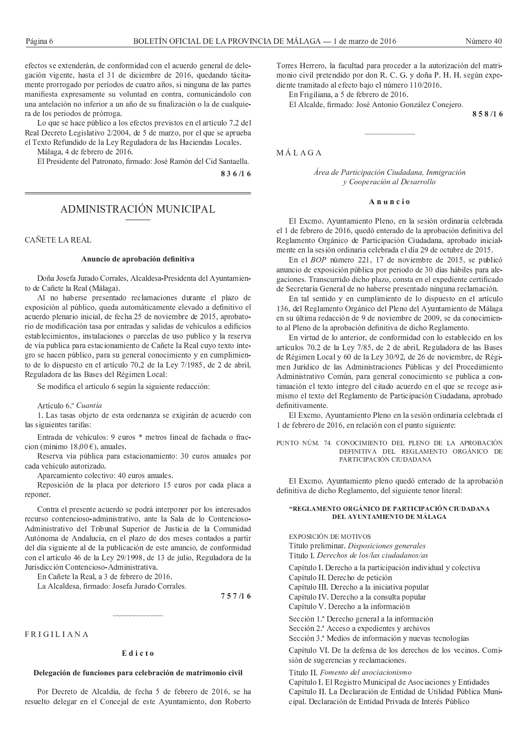efectos se extenderán, de conformidad con el acuerdo general de delegación vigente, hasta el 31 de diciembre de 2016, quedando tácitamente prorrogado por períodos de cuatro años, si ninguna de las partes manifiesta expresamente su voluntad en contra, comunicándolo con una antelación no inferior a un año de su finalización o la de cualquiera de los periodos de prórroga.

Lo que se hace público a los efectos previstos en el artículo 7.2 del Real Decreto Legislativo 2/2004, de 5 de marzo, por el que se aprueba el Texto Refundido de la Ley Reguladora de las Haciendas Locales.

Málaga, 4 de febrero de 2016.

El Presidente del Patronato, firmado: José Ramón del Cid Santaella.

**836/16**

# ADMINISTRACIÓN MUNICIPAL

## CAÑETE LA REAL

### Anuncio de aprobación definitiva

Doña Josefa Jurado Corrales, Alcaldesa-Presidenta del Ayuntamiento de Cañete la Real (Málaga).

Al no haberse presentado reclamaciones durante el plazo de exposición al público, queda automáticamente elevado a definitivo el acuerdo plenario inicial, de fecha 25 de noviembre de 2015, aprobatorio de modificación tasa por entradas y salidas de vehículos a edificios establecimientos, instalaciones o parcelas de uso publico y la reserva de vía publica para estacionamiento de Cañete la Real cuyo texto íntegro se hacen público, para su general conocimiento y en cumplimiento de lo dispuesto en el artículo 70.2 de la Ley 7/1985, de 2 de abril, Reguladora de las Bases del Régimen Local:

Se modifica el artículo 6 según la siguiente redacción:

Artículo 6.º *Cuantía*

1. Las tasas objeto de esta ordenanza se exigirán de acuerdo con las siguientes tarifas:

Entrada de vehículos: 9 euros * metros lineal de fachada o fraccion (mínimo 18,00 €), anuales.

Reserva vía pública para estacionamiento: 30 euros anuales por cada vehículo autorizado.

Aparcamiento colectivo: 40 euros anuales.

Reposición de la placa por deterioro 15 euros por cada placa a reponer.

Contra el presente acuerdo se podrá interponer por los interesados recurso contencioso-administrativo, ante la Sala de lo Contencioso-Administrativo del Tribunal Superior de Justicia de la Comunidad Autónoma de Andalucía, en el plazo de dos meses contados a partir del día siguiente al de la publicación de este anuncio, de conformidad con el artículo 46 de la Ley 29/1998, de 13 de julio, Reguladora de la Jurisdicción Contencioso-Administrativa.

En Cañete la Real, a 3 de febrero de 2016.

La Alcaldesa, firmado: Josefa Jurado Corrales.

**757/16**

## FRIGILIANA

### Edicto

**Delegación de funciones para celebración de matrimonio civil**

Por Decreto de Alcaldía, de fecha 5 de febrero de 2016, se ha resuelto delegar en el Concejal de este Ayuntamiento, don Roberto Torres Herrero, la facultad para proceder a la autorización del matrimonio civil pretendido por don R. C. G. y doña P. H. H. según expediente tramitado al efecto bajo el número 110/2016.

En Frigiliana, a 5 de febrero de 2016.

El Alcalde, firmado: José Antonio González Conejero.

**858/16**

## MÁLAGA

*Área de Participación Ciudadana, Inmigración y Cooperación al Desarrollo*

### Anuncio

El Excmo. Ayuntamiento Pleno, en la sesión ordinaria celebrada el 1 de febrero de 2016, quedó enterado de la aprobación definitiva del Reglamento Orgánico de Participación Ciudadana, aprobado inicialmente en la sesión ordinaria celebrada el día 29 de octubre de 2015.

En el *BOP* número 221, 17 de noviembre de 2015, se publicó anuncio de exposición pública por periodo de 30 días hábiles para alegaciones. Transcurrido dicho plazo, consta en el expediente certificado de Secretaría General de no haberse presentado ninguna reclamación.

En tal sentido y en cumplimiento de lo dispuesto en el artículo 136, del Reglamento Orgánico del Pleno del Ayuntamiento de Málaga en su última redacción de 9 de noviembre de 2009, se da conocimiento al Pleno de la aprobación definitiva de dicho Reglamento.

En virtud de lo anterior, de conformidad con lo establecido en los artículos 70.2 de la Ley 7/85, de 2 de abril, Reguladora de las Bases de Régimen Local y 60 de la Ley 30/92, de 26 de noviembre, de Régimen Jurídico de las Administraciones Públicas y del Procedimiento Administrativo Común, para general conocimiento se publica a continuación el texto íntegro del citado acuerdo en el que se recoge asimismo el texto del Reglamento de Participación Ciudadana, aprobado definitivamente.

El Excmo. Ayuntamiento Pleno en la sesión ordinaria celebrada el 1 de febrero de 2016, en relación con el punto siguiente:

PUNTO NÚM. 74. CONOCIMIENTO DEL PLENO DE LA APROBACIÓN DEFINITIVA DEL REGLAMENTO ORGÁNICO DE PARTICIPACIÓN CIUDADANA

El Excmo. Ayuntamiento pleno quedó enterado de la aprobación definitiva de dicho Reglamento, del siguiente tenor literal:

**"REGLAMENTO ORGÁNICO DE PARTICIPACIÓN CIUDADANA DEL AYUNTAMIENTO DE MÁLAGA**

EXPOSICIÓN DE MOTIVOS
Título preliminar. *Disposiciones generales*
Título I. *Derechos de los/las ciudadanos/as*

Capítulo I. Derecho a la participación individual y colectiva
Capítulo II. Derecho de petición
Capítulo III. Derecho a la iniciativa popular
Capítulo IV. Derecho a la consulta popular
Capítulo V. Derecho a la información

Sección 1.ª Derecho general a la información
Sección 2.ª Acceso a expedientes y archivos
Sección 3.ª Medios de información y nuevas tecnologías

Capítulo VI. De la defensa de los derechos de los vecinos. Comisión de sugerencias y reclamaciones.

Título II. *Fomento del asociacionismo*
Capítulo I. El Registro Municipal de Asociaciones y Entidades
Capítulo II. La Declaración de Entidad de Utilidad Pública Municipal. Declaración de Entidad Privada de Interés Público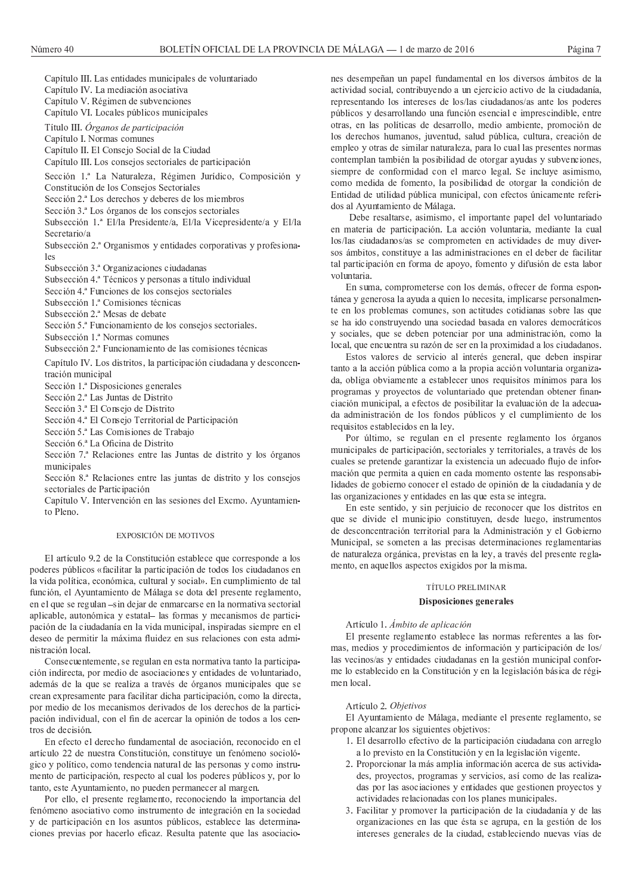Capítulo III. Las entidades municipales de voluntariado
Capítulo IV. La mediación asociativa
Capítulo V. Régimen de subvenciones
Capítulo VI. Locales públicos municipales

Título III. *Órganos de participación*
Capítulo I. Normas comunes
Capítulo II. El Consejo Social de la Ciudad
Capítulo III. Los consejos sectoriales de participación

Sección 1.ª La Naturaleza, Régimen Jurídico, Composición y Constitución de los Consejos Sectoriales
Sección 2.ª Los derechos y deberes de los miembros
Sección 3.ª Los órganos de los consejos sectoriales
Subsección 1.ª El/la Presidente/a, El/la Vicepresidente/a y El/la Secretario/a
Subsección 2.ª Organismos y entidades corporativas y profesionales
Subsección 3.ª Organizaciones ciudadanas
Subsección 4.ª Técnicos y personas a título individual
Sección 4.ª Funciones de los consejos sectoriales
Subsección 1.ª Comisiones técnicas
Subsección 2.ª Mesas de debate
Sección 5.ª Funcionamiento de los consejos sectoriales.
Subsección 1.ª Normas comunes
Subsección 2.ª Funcionamiento de las comisiones técnicas

Capítulo IV. Los distritos, la participación ciudadana y desconcentración municipal
Sección 1.ª Disposiciones generales
Sección 2.ª Las Juntas de Distrito
Sección 3.ª El Consejo de Distrito
Sección 4.ª El Consejo Territorial de Participación
Sección 5.ª Las Comisiones de Trabajo
Sección 6.ª La Oficina de Distrito
Sección 7.ª Relaciones entre las Juntas de distrito y los órganos municipales
Sección 8.ª Relaciones entre las juntas de distrito y los consejos sectoriales de Participación
Capítulo V. Intervención en las sesiones del Excmo. Ayuntamiento Pleno.

## EXPOSICIÓN DE MOTIVOS

El artículo 9.2 de la Constitución establece que corresponde a los poderes públicos «facilitar la participación de todos los ciudadanos en la vida política, económica, cultural y social». En cumplimiento de tal función, el Ayuntamiento de Málaga se dota del presente reglamento, en el que se regulan –sin dejar de enmarcarse en la normativa sectorial aplicable, autonómica y estatal– las formas y mecanismos de participación de la ciudadanía en la vida municipal, inspiradas siempre en el deseo de permitir la máxima fluidez en sus relaciones con esta administración local.

Consecuentemente, se regulan en esta normativa tanto la participación indirecta, por medio de asociaciones y entidades de voluntariado, además de la que se realiza a través de órganos municipales que se crean expresamente para facilitar dicha participación, como la directa, por medio de los mecanismos derivados de los derechos de la participación individual, con el fin de acercar la opinión de todos a los centros de decisión.

En efecto el derecho fundamental de asociación, reconocido en el artículo 22 de nuestra Constitución, constituye un fenómeno sociológico y político, como tendencia natural de las personas y como instrumento de participación, respecto al cual los poderes públicos y, por lo tanto, este Ayuntamiento, no pueden permanecer al margen.

Por ello, el presente reglamento, reconociendo la importancia del fenómeno asociativo como instrumento de integración en la sociedad y de participación en los asuntos públicos, establece las determinaciones previas por hacerlo eficaz. Resulta patente que las asociaciones desempeñan un papel fundamental en los diversos ámbitos de la actividad social, contribuyendo a un ejercicio activo de la ciudadanía, representando los intereses de los/las ciudadanos/as ante los poderes públicos y desarrollando una función esencial e imprescindible, entre otras, en las políticas de desarrollo, medio ambiente, promoción de los derechos humanos, juventud, salud pública, cultura, creación de empleo y otras de similar naturaleza, para lo cual las presentes normas contemplan también la posibilidad de otorgar ayudas y subvenciones, siempre de conformidad con el marco legal. Se incluye asimismo, como medida de fomento, la posibilidad de otorgar la condición de Entidad de utilidad pública municipal, con efectos únicamente referidos al Ayuntamiento de Málaga.

Debe resaltarse, asimismo, el importante papel del voluntariado en materia de participación. La acción voluntaria, mediante la cual los/las ciudadanos/as se comprometen en actividades de muy diversos ámbitos, constituye a las administraciones en el deber de facilitar tal participación en forma de apoyo, fomento y difusión de esta labor voluntaria.

En suma, comprometerse con los demás, ofrecer de forma espontánea y generosa la ayuda a quien lo necesita, implicarse personalmente en los problemas comunes, son actitudes cotidianas sobre las que se ha ido construyendo una sociedad basada en valores democráticos y sociales, que se deben potenciar por una administración, como la local, que encuentra su razón de ser en la proximidad a los ciudadanos.

Estos valores de servicio al interés general, que deben inspirar tanto a la acción pública como a la propia acción voluntaria organizada, obliga obviamente a establecer unos requisitos mínimos para los programas y proyectos de voluntariado que pretendan obtener financiación municipal, a efectos de posibilitar la evaluación de la adecuada administración de los fondos públicos y el cumplimiento de los requisitos establecidos en la ley.

Por último, se regulan en el presente reglamento los órganos municipales de participación, sectoriales y territoriales, a través de los cuales se pretende garantizar la existencia un adecuado flujo de información que permita a quien en cada momento ostente las responsabilidades de gobierno conocer el estado de opinión de la ciudadanía y de las organizaciones y entidades en las que esta se integra.

En este sentido, y sin perjuicio de reconocer que los distritos en que se divide el municipio constituyen, desde luego, instrumentos de desconcentración territorial para la Administración y el Gobierno Municipal, se someten a las precisas determinaciones reglamentarias de naturaleza orgánica, previstas en la ley, a través del presente reglamento, en aquellos aspectos exigidos por la misma.

## TÍTULO PRELIMINAR

## Disposiciones generales

Artículo 1. *Ámbito de aplicación*

El presente reglamento establece las normas referentes a las formas, medios y procedimientos de información y participación de los/las vecinos/as y entidades ciudadanas en la gestión municipal conforme lo establecido en la Constitución y en la legislación básica de régimen local.

Artículo 2. *Objetivos*

El Ayuntamiento de Málaga, mediante el presente reglamento, se propone alcanzar los siguientes objetivos:

1. El desarrollo efectivo de la participación ciudadana con arreglo a lo previsto en la Constitución y en la legislación vigente.
2. Proporcionar la más amplia información acerca de sus actividades, proyectos, programas y servicios, así como de las realizadas por las asociaciones y entidades que gestionen proyectos y actividades relacionadas con los planes municipales.
3. Facilitar y promover la participación de la ciudadanía y de las organizaciones en las que ésta se agrupa, en la gestión de los intereses generales de la ciudad, estableciendo nuevas vías de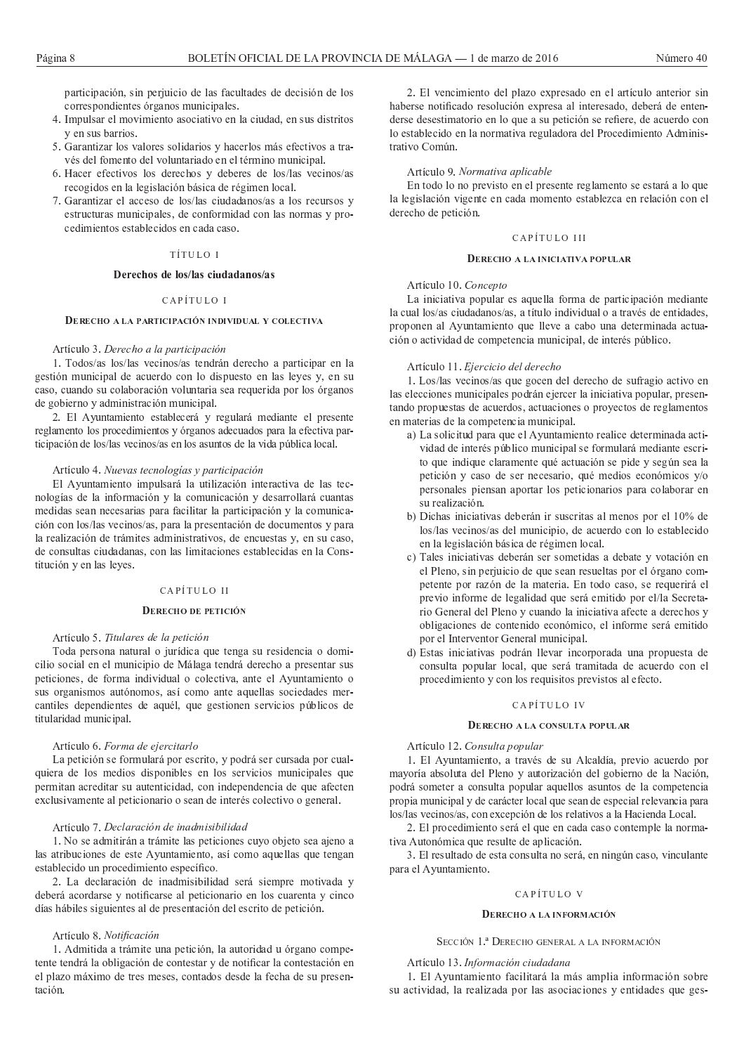participación, sin perjuicio de las facultades de decisión de los correspondientes órganos municipales.

4. Impulsar el movimiento asociativo en la ciudad, en sus distritos y en sus barrios.
5. Garantizar los valores solidarios y hacerlos más efectivos a través del fomento del voluntariado en el término municipal.
6. Hacer efectivos los derechos y deberes de los/las vecinos/as recogidos en la legislación básica de régimen local.
7. Garantizar el acceso de los/las ciudadanos/as a los recursos y estructuras municipales, de conformidad con las normas y procedimientos establecidos en cada caso.

# TÍTULO I

## Derechos de los/las ciudadanos/as

### CAPÍTULO I

### Derecho a la participación individual y colectiva

Artículo 3. *Derecho a la participación*

1. Todos/as los/las vecinos/as tendrán derecho a participar en la gestión municipal de acuerdo con lo dispuesto en las leyes y, en su caso, cuando su colaboración voluntaria sea requerida por los órganos de gobierno y administración municipal.

2. El Ayuntamiento establecerá y regulará mediante el presente reglamento los procedimientos y órganos adecuados para la efectiva participación de los/las vecinos/as en los asuntos de la vida pública local.

Artículo 4. *Nuevas tecnologías y participación*

El Ayuntamiento impulsará la utilización interactiva de las tecnologías de la información y la comunicación y desarrollará cuantas medidas sean necesarias para facilitar la participación y la comunicación con los/las vecinos/as, para la presentación de documentos y para la realización de trámites administrativos, de encuestas y, en su caso, de consultas ciudadanas, con las limitaciones establecidas en la Constitución y en las leyes.

### CAPÍTULO II

### Derecho de petición

Artículo 5. *Titulares de la petición*

Toda persona natural o jurídica que tenga su residencia o domicilio social en el municipio de Málaga tendrá derecho a presentar sus peticiones, de forma individual o colectiva, ante el Ayuntamiento o sus organismos autónomos, así como ante aquellas sociedades mercantiles dependientes de aquél, que gestionen servicios públicos de titularidad municipal.

Artículo 6. *Forma de ejercitarlo*

La petición se formulará por escrito, y podrá ser cursada por cualquiera de los medios disponibles en los servicios municipales que permitan acreditar su autenticidad, con independencia de que afecten exclusivamente al peticionario o sean de interés colectivo o general.

Artículo 7. *Declaración de inadmisibilidad*

1. No se admitirán a trámite las peticiones cuyo objeto sea ajeno a las atribuciones de este Ayuntamiento, así como aquellas que tengan establecido un procedimiento específico.

2. La declaración de inadmisibilidad será siempre motivada y deberá acordarse y notificarse al peticionario en los cuarenta y cinco días hábiles siguientes al de presentación del escrito de petición.

Artículo 8. *Notificación*

1. Admitida a trámite una petición, la autoridad u órgano competente tendrá la obligación de contestar y de notificar la contestación en el plazo máximo de tres meses, contados desde la fecha de su presentación.

2. El vencimiento del plazo expresado en el artículo anterior sin haberse notificado resolución expresa al interesado, deberá de entenderse desestimatorio en lo que a su petición se refiere, de acuerdo con lo establecido en la normativa reguladora del Procedimiento Administrativo Común.

Artículo 9. *Normativa aplicable*

En todo lo no previsto en el presente reglamento se estará a lo que la legislación vigente en cada momento establezca en relación con el derecho de petición.

### CAPÍTULO III

### Derecho a la iniciativa popular

Artículo 10. *Concepto*

La iniciativa popular es aquella forma de participación mediante la cual los/as ciudadanos/as, a título individual o a través de entidades, proponen al Ayuntamiento que lleve a cabo una determinada actuación o actividad de competencia municipal, de interés público.

Artículo 11. *Ejercicio del derecho*

1. Los/las vecinos/as que gocen del derecho de sufragio activo en las elecciones municipales podrán ejercer la iniciativa popular, presentando propuestas de acuerdos, actuaciones o proyectos de reglamentos en materias de la competencia municipal.

a) La solicitud para que el Ayuntamiento realice determinada actividad de interés público municipal se formulará mediante escrito que indique claramente qué actuación se pide y según sea la petición y caso de ser necesario, qué medios económicos y/o personales piensan aportar los peticionarios para colaborar en su realización.

b) Dichas iniciativas deberán ir suscritas al menos por el 10% de los/las vecinos/as del municipio, de acuerdo con lo establecido en la legislación básica de régimen local.

c) Tales iniciativas deberán ser sometidas a debate y votación en el Pleno, sin perjuicio de que sean resueltas por el órgano competente por razón de la materia. En todo caso, se requerirá el previo informe de legalidad que será emitido por el/la Secretario General del Pleno y cuando la iniciativa afecte a derechos y obligaciones de contenido económico, el informe será emitido por el Interventor General municipal.

d) Estas iniciativas podrán llevar incorporada una propuesta de consulta popular local, que será tramitada de acuerdo con el procedimiento y con los requisitos previstos al efecto.

### CAPÍTULO IV

### Derecho a la consulta popular

Artículo 12. *Consulta popular*

1. El Ayuntamiento, a través de su Alcaldía, previo acuerdo por mayoría absoluta del Pleno y autorización del gobierno de la Nación, podrá someter a consulta popular aquellos asuntos de la competencia propia municipal y de carácter local que sean de especial relevancia para los/las vecinos/as, con excepción de los relativos a la Hacienda Local.

2. El procedimiento será el que en cada caso contemple la normativa Autonómica que resulte de aplicación.

3. El resultado de esta consulta no será, en ningún caso, vinculante para el Ayuntamiento.

### CAPÍTULO V

### Derecho a la información

#### Sección 1.ª Derecho general a la información

Artículo 13. *Información ciudadana*

1. El Ayuntamiento facilitará la más amplia información sobre su actividad, la realizada por las asociaciones y entidades que ges-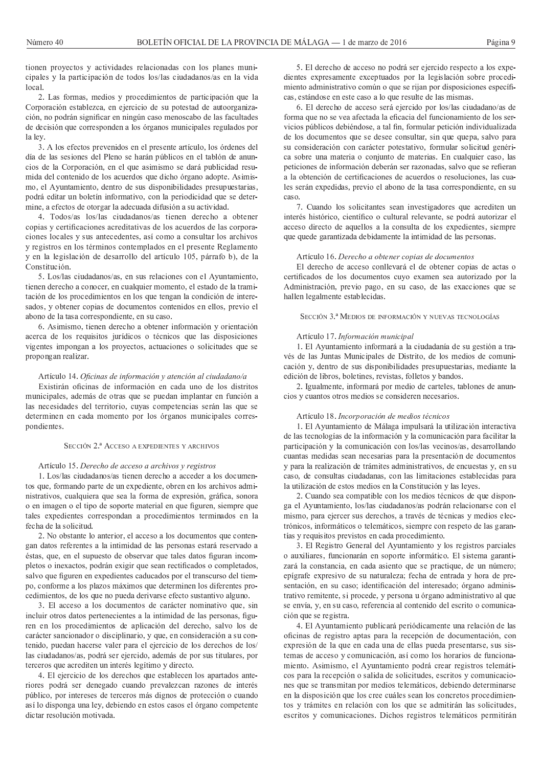tionen proyectos y actividades relacionadas con los planes municipales y la participación de todos los/las ciudadanos/as en la vida local.

2. Las formas, medios y procedimientos de participación que la Corporación establezca, en ejercicio de su potestad de autoorganización, no podrán significar en ningún caso menoscabo de las facultades de decisión que corresponden a los órganos municipales regulados por la ley.

3. A los efectos prevenidos en el presente artículo, los órdenes del día de las sesiones del Pleno se harán públicos en el tablón de anuncios de la Corporación, en el que asimismo se dará publicidad resumida del contenido de los acuerdos que dicho órgano adopte. Asimismo, el Ayuntamiento, dentro de sus disponibilidades presupuestarias, podrá editar un boletín informativo, con la periodicidad que se determine, a efectos de otorgar la adecuada difusión a su actividad.

4. Todos/as los/las ciudadanos/as tienen derecho a obtener copias y certificaciones acreditativas de los acuerdos de las corporaciones locales y sus antecedentes, así como a consultar los archivos y registros en los términos contemplados en el presente Reglamento y en la legislación de desarrollo del artículo 105, párrafo b), de la Constitución.

5. Los/las ciudadanos/as, en sus relaciones con el Ayuntamiento, tienen derecho a conocer, en cualquier momento, el estado de la tramitación de los procedimientos en los que tengan la condición de interesados, y obtener copias de documentos contenidos en ellos, previo el abono de la tasa correspondiente, en su caso.

6. Asimismo, tienen derecho a obtener información y orientación acerca de los requisitos jurídicos o técnicos que las disposiciones vigentes impongan a los proyectos, actuaciones o solicitudes que se propongan realizar.

Artículo 14. *Oficinas de información y atención al ciudadano/a*

Existirán oficinas de información en cada uno de los distritos municipales, además de otras que se puedan implantar en función a las necesidades del territorio, cuyas competencias serán las que se determinen en cada momento por los órganos municipales correspondientes.

### Sección 2.ª Acceso a expedientes y archivos

Artículo 15. *Derecho de acceso a archivos y registros*

1. Los/las ciudadanos/as tienen derecho a acceder a los documentos que, formando parte de un expediente, obren en los archivos administrativos, cualquiera que sea la forma de expresión, gráfica, sonora o en imagen o el tipo de soporte material en que figuren, siempre que tales expedientes correspondan a procedimientos terminados en la fecha de la solicitud.

2. No obstante lo anterior, el acceso a los documentos que contengan datos referentes a la intimidad de las personas estará reservado a éstas, que, en el supuesto de observar que tales datos figuran incompletos o inexactos, podrán exigir que sean rectificados o completados, salvo que figuren en expedientes caducados por el transcurso del tiempo, conforme a los plazos máximos que determinen los diferentes procedimientos, de los que no pueda derivarse efecto sustantivo alguno.

3. El acceso a los documentos de carácter nominativo que, sin incluir otros datos pertenecientes a la intimidad de las personas, figuren en los procedimientos de aplicación del derecho, salvo los de carácter sancionador o disciplinario, y que, en consideración a su contenido, puedan hacerse valer para el ejercicio de los derechos de los/las ciudadanos/as, podrá ser ejercido, además de por sus titulares, por terceros que acrediten un interés legítimo y directo.

4. El ejercicio de los derechos que establecen los apartados anteriores podrá ser denegado cuando prevalezcan razones de interés público, por intereses de terceros más dignos de protección o cuando así lo disponga una ley, debiendo en estos casos el órgano competente dictar resolución motivada.

5. El derecho de acceso no podrá ser ejercido respecto a los expedientes expresamente exceptuados por la legislación sobre procedimiento administrativo común o que se rijan por disposiciones específicas, estándose en este caso a lo que resulte de las mismas.

6. El derecho de acceso será ejercido por los/las ciudadano/as de forma que no se vea afectada la eficacia del funcionamiento de los servicios públicos debiéndose, a tal fin, formular petición individualizada de los documentos que se desee consultar, sin que quepa, salvo para su consideración con carácter potestativo, formular solicitud genérica sobre una materia o conjunto de materias. En cualquier caso, las peticiones de información deberán ser razonadas, salvo que se refieran a la obtención de certificaciones de acuerdos o resoluciones, las cuales serán expedidas, previo el abono de la tasa correspondiente, en su caso.

7. Cuando los solicitantes sean investigadores que acrediten un interés histórico, científico o cultural relevante, se podrá autorizar el acceso directo de aquellos a la consulta de los expedientes, siempre que quede garantizada debidamente la intimidad de las personas.

Artículo 16. *Derecho a obtener copias de documentos*

El derecho de acceso conllevará el de obtener copias de actas o certificados de los documentos cuyo examen sea autorizado por la Administración, previo pago, en su caso, de las exacciones que se hallen legalmente establecidas.

### Sección 3.ª Medios de información y nuevas tecnologías

Artículo 17. *Información municipal*

1. El Ayuntamiento informará a la ciudadanía de su gestión a través de las Juntas Municipales de Distrito, de los medios de comunicación y, dentro de sus disponibilidades presupuestarias, mediante la edición de libros, boletines, revistas, folletos y bandos.

2. Igualmente, informará por medio de carteles, tablones de anuncios y cuantos otros medios se consideren necesarios.

Artículo 18. *Incorporación de medios técnicos*

1. El Ayuntamiento de Málaga impulsará la utilización interactiva de las tecnologías de la información y la comunicación para facilitar la participación y la comunicación con los/las vecinos/as, desarrollando cuantas medidas sean necesarias para la presentación de documentos y para la realización de trámites administrativos, de encuestas y, en su caso, de consultas ciudadanas, con las limitaciones establecidas para la utilización de estos medios en la Constitución y las leyes.

2. Cuando sea compatible con los medios técnicos de que disponga el Ayuntamiento, los/las ciudadanos/as podrán relacionarse con el mismo, para ejercer sus derechos, a través de técnicas y medios electrónicos, informáticos o telemáticos, siempre con respeto de las garantías y requisitos previstos en cada procedimiento.

3. El Registro General del Ayuntamiento y los registros parciales o auxiliares, funcionarán en soporte informático. El sistema garantizará la constancia, en cada asiento que se practique, de un número; epígrafe expresivo de su naturaleza; fecha de entrada y hora de presentación, en su caso; identificación del interesado; órgano administrativo remitente, si procede, y persona u órgano administrativo al que se envía, y, en su caso, referencia al contenido del escrito o comunicación que se registra.

4. El Ayuntamiento publicará periódicamente una relación de las oficinas de registro aptas para la recepción de documentación, con expresión de la que en cada una de ellas pueda presentarse, sus sistemas de acceso y comunicación, así como los horarios de funcionamiento. Asimismo, el Ayuntamiento podrá crear registros telemáticos para la recepción o salida de solicitudes, escritos y comunicaciones que se transmitan por medios telemáticos, debiendo determinarse en la disposición que los cree cuáles sean los concretos procedimientos y trámites en relación con los que se admitirán las solicitudes, escritos y comunicaciones. Dichos registros telemáticos permitirán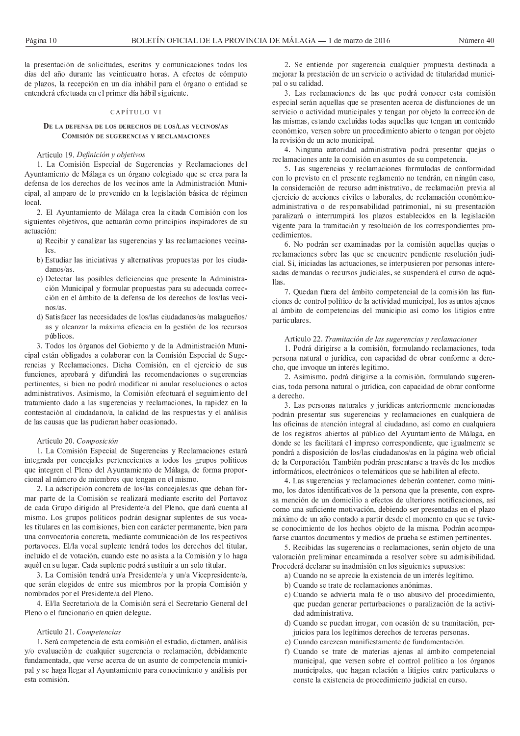la presentación de solicitudes, escritos y comunicaciones todos los días del año durante las veinticuatro horas. A efectos de cómputo de plazos, la recepción en un día inhábil para el órgano o entidad se entenderá efectuada en el primer día hábil siguiente.

## CAPÍTULO VI

### De la defensa de los derechos de los/las vecinos/as Comisión de sugerencias y reclamaciones

Artículo 19. *Definición y objetivos*

1. La Comisión Especial de Sugerencias y Reclamaciones del Ayuntamiento de Málaga es un órgano colegiado que se crea para la defensa de los derechos de los vecinos ante la Administración Municipal, al amparo de lo prevenido en la legislación básica de régimen local.

2. El Ayuntamiento de Málaga crea la citada Comisión con los siguientes objetivos, que actuarán como principios inspiradores de su actuación:

a) Recibir y canalizar las sugerencias y las reclamaciones vecinales.
b) Estudiar las iniciativas y alternativas propuestas por los ciudadanos/as.
c) Detectar las posibles deficiencias que presente la Administración Municipal y formular propuestas para su adecuada corrección en el ámbito de la defensa de los derechos de los/las vecinos/as.
d) Satisfacer las necesidades de los/las ciudadanos/as malagueños/as y alcanzar la máxima eficacia en la gestión de los recursos públicos.

3. Todos los órganos del Gobierno y de la Administración Municipal están obligados a colaborar con la Comisión Especial de Sugerencias y Reclamaciones. Dicha Comisión, en el ejercicio de sus funciones, aprobará y difundirá las recomendaciones o sugerencias pertinentes, si bien no podrá modificar ni anular resoluciones o actos administrativos. Asimismo, la Comisión efectuará el seguimiento del tratamiento dado a las sugerencias y reclamaciones, la rapidez en la contestación al ciudadano/a, la calidad de las respuestas y el análisis de las causas que las pudieran haber ocasionado.

Artículo 20. *Composición*

1. La Comisión Especial de Sugerencias y Reclamaciones estará integrada por concejales pertenecientes a todos los grupos políticos que integren el Pleno del Ayuntamiento de Málaga, de forma proporcional al número de miembros que tengan en el mismo.

2. La adscripción concreta de los/las concejales/as que deban formar parte de la Comisión se realizará mediante escrito del Portavoz de cada Grupo dirigido al Presidente/a del Pleno, que dará cuenta al mismo. Los grupos políticos podrán designar suplentes de sus vocales titulares en las comisiones, bien con carácter permanente, bien para una convocatoria concreta, mediante comunicación de los respectivos portavoces. El/la vocal suplente tendrá todos los derechos del titular, incluido el de votación, cuando este no asista a la Comisión y lo haga aquél en su lugar. Cada suplente podrá sustituir a un solo titular.

3. La Comisión tendrá un/a Presidente/a y un/a Vicepresidente/a, que serán elegidos de entre sus miembros por la propia Comisión y nombrados por el Presidente/a del Pleno.

4. El/la Secretario/a de la Comisión será el Secretario General del Pleno o el funcionario en quien delegue.

Artículo 21. *Competencias*

1. Será competencia de esta comisión el estudio, dictamen, análisis y/o evaluación de cualquier sugerencia o reclamación, debidamente fundamentada, que verse acerca de un asunto de competencia municipal y se haga llegar al Ayuntamiento para conocimiento y análisis por esta comisión.

2. Se entiende por sugerencia cualquier propuesta destinada a mejorar la prestación de un servicio o actividad de titularidad municipal o su calidad.

3. Las reclamaciones de las que podrá conocer esta comisión especial serán aquellas que se presenten acerca de disfunciones de un servicio o actividad municipales y tengan por objeto la corrección de las mismas, estando excluidas todas aquellas que tengan un contenido económico, versen sobre un procedimiento abierto o tengan por objeto la revisión de un acto municipal.

4. Ninguna autoridad administrativa podrá presentar quejas o reclamaciones ante la comisión en asuntos de su competencia.

5. Las sugerencias y reclamaciones formuladas de conformidad con lo previsto en el presente reglamento no tendrán, en ningún caso, la consideración de recurso administrativo, de reclamación previa al ejercicio de acciones civiles o laborales, de reclamación económico-administrativa o de responsabilidad patrimonial, ni su presentación paralizará o interrumpirá los plazos establecidos en la legislación vigente para la tramitación y resolución de los correspondientes procedimientos.

6. No podrán ser examinadas por la comisión aquellas quejas o reclamaciones sobre las que se encuentre pendiente resolución judicial. Si, iniciadas las actuaciones, se interpusieren por personas interesadas demandas o recursos judiciales, se suspenderá el curso de aquéllas.

7. Quedan fuera del ámbito competencial de la comisión las funciones de control político de la actividad municipal, los asuntos ajenos al ámbito de competencias del municipio así como los litigios entre particulares.

Artículo 22. *Tramitación de las sugerencias y reclamaciones*

1. Podrá dirigirse a la comisión, formulando reclamaciones, toda persona natural o jurídica, con capacidad de obrar conforme a derecho, que invoque un interés legítimo.

2. Asimismo, podrá dirigirse a la comisión, formulando sugerencias, toda persona natural o jurídica, con capacidad de obrar conforme a derecho.

3. Las personas naturales y jurídicas anteriormente mencionadas podrán presentar sus sugerencias y reclamaciones en cualquiera de las oficinas de atención integral al ciudadano, así como en cualquiera de los registros abiertos al público del Ayuntamiento de Málaga, en donde se les facilitará el impreso correspondiente, que igualmente se pondrá a disposición de los/las ciudadanos/as en la página web oficial de la Corporación. También podrán presentarse a través de los medios informáticos, electrónicos o telemáticos que se habiliten al efecto.

4. Las sugerencias y reclamaciones deberán contener, como mínimo, los datos identificativos de la persona que la presente, con expresa mención de un domicilio a efectos de ulteriores notificaciones, así como una suficiente motivación, debiendo ser presentadas en el plazo máximo de un año contado a partir desde el momento en que se tuviese conocimiento de los hechos objeto de la misma. Podrán acompañarse cuantos documentos y medios de prueba se estimen pertinentes.

5. Recibidas las sugerencias o reclamaciones, serán objeto de una valoración preliminar encaminada a resolver sobre su admisibilidad. Procederá declarar su inadmisión en los siguientes supuestos:

a) Cuando no se aprecie la existencia de un interés legítimo.
b) Cuando se trate de reclamaciones anónimas.
c) Cuando se advierta mala fe o uso abusivo del procedimiento, que puedan generar perturbaciones o paralización de la actividad administrativa.
d) Cuando se puedan irrogar, con ocasión de su tramitación, perjuicios para los legítimos derechos de terceras personas.
e) Cuando carezcan manifiestamente de fundamentación.
f) Cuando se trate de materias ajenas al ámbito competencial municipal, que versen sobre el control político a los órganos municipales, que hagan relación a litigios entre particulares o conste la existencia de procedimiento judicial en curso.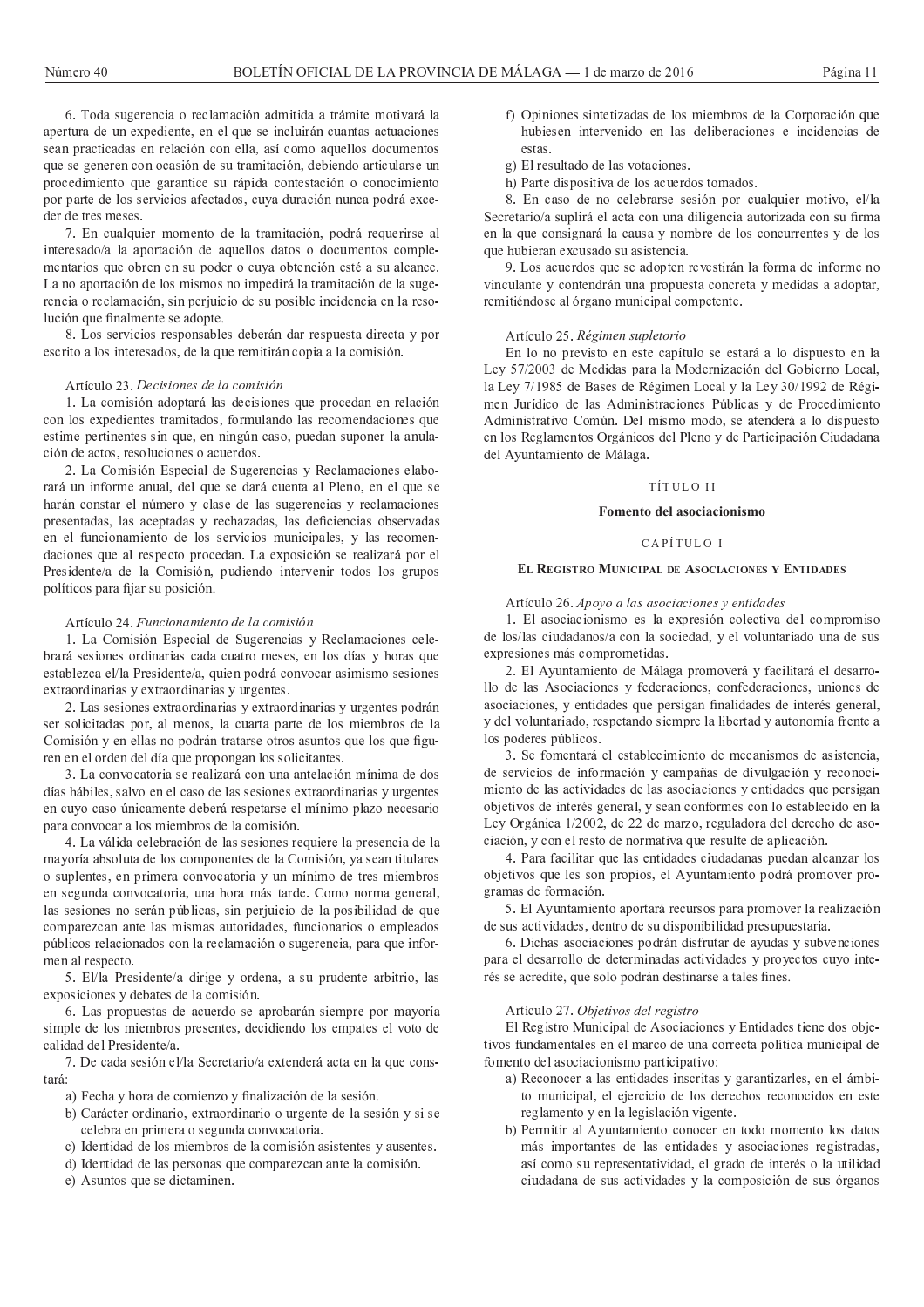6. Toda sugerencia o reclamación admitida a trámite motivará la apertura de un expediente, en el que se incluirán cuantas actuaciones sean practicadas en relación con ella, así como aquellos documentos que se generen con ocasión de su tramitación, debiendo articularse un procedimiento que garantice su rápida contestación o conocimiento por parte de los servicios afectados, cuya duración nunca podrá exceder de tres meses.

7. En cualquier momento de la tramitación, podrá requerirse al interesado/a la aportación de aquellos datos o documentos complementarios que obren en su poder o cuya obtención esté a su alcance. La no aportación de los mismos no impedirá la tramitación de la sugerencia o reclamación, sin perjuicio de su posible incidencia en la resolución que finalmente se adopte.

8. Los servicios responsables deberán dar respuesta directa y por escrito a los interesados, de la que remitirán copia a la comisión.

Artículo 23. *Decisiones de la comisión*

1. La comisión adoptará las decisiones que procedan en relación con los expedientes tramitados, formulando las recomendaciones que estime pertinentes sin que, en ningún caso, puedan suponer la anulación de actos, resoluciones o acuerdos.

2. La Comisión Especial de Sugerencias y Reclamaciones elaborará un informe anual, del que se dará cuenta al Pleno, en el que se harán constar el número y clase de las sugerencias y reclamaciones presentadas, las aceptadas y rechazadas, las deficiencias observadas en el funcionamiento de los servicios municipales, y las recomendaciones que al respecto procedan. La exposición se realizará por el Presidente/a de la Comisión, pudiendo intervenir todos los grupos políticos para fijar su posición.

Artículo 24. *Funcionamiento de la comisión*

1. La Comisión Especial de Sugerencias y Reclamaciones celebrará sesiones ordinarias cada cuatro meses, en los días y horas que establezca el/la Presidente/a, quien podrá convocar asimismo sesiones extraordinarias y extraordinarias y urgentes.

2. Las sesiones extraordinarias y extraordinarias y urgentes podrán ser solicitadas por, al menos, la cuarta parte de los miembros de la Comisión y en ellas no podrán tratarse otros asuntos que los que figuren en el orden del día que propongan los solicitantes.

3. La convocatoria se realizará con una antelación mínima de dos días hábiles, salvo en el caso de las sesiones extraordinarias y urgentes en cuyo caso únicamente deberá respetarse el mínimo plazo necesario para convocar a los miembros de la comisión.

4. La válida celebración de las sesiones requiere la presencia de la mayoría absoluta de los componentes de la Comisión, ya sean titulares o suplentes, en primera convocatoria y un mínimo de tres miembros en segunda convocatoria, una hora más tarde. Como norma general, las sesiones no serán públicas, sin perjuicio de la posibilidad de que comparezcan ante las mismas autoridades, funcionarios o empleados públicos relacionados con la reclamación o sugerencia, para que informen al respecto.

5. El/la Presidente/a dirige y ordena, a su prudente arbitrio, las exposiciones y debates de la comisión.

6. Las propuestas de acuerdo se aprobarán siempre por mayoría simple de los miembros presentes, decidiendo los empates el voto de calidad del Presidente/a.

7. De cada sesión el/la Secretario/a extenderá acta en la que constará:

a) Fecha y hora de comienzo y finalización de la sesión.
b) Carácter ordinario, extraordinario o urgente de la sesión y si se celebra en primera o segunda convocatoria.
c) Identidad de los miembros de la comisión asistentes y ausentes.
d) Identidad de las personas que comparezcan ante la comisión.
e) Asuntos que se dictaminen.
f) Opiniones sintetizadas de los miembros de la Corporación que hubiesen intervenido en las deliberaciones e incidencias de estas.
g) El resultado de las votaciones.
h) Parte dispositiva de los acuerdos tomados.

8. En caso de no celebrarse sesión por cualquier motivo, el/la Secretario/a suplirá el acta con una diligencia autorizada con su firma en la que consignará la causa y nombre de los concurrentes y de los que hubieran excusado su asistencia.

9. Los acuerdos que se adopten revestirán la forma de informe no vinculante y contendrán una propuesta concreta y medidas a adoptar, remitiéndose al órgano municipal competente.

Artículo 25. *Régimen supletorio*

En lo no previsto en este capítulo se estará a lo dispuesto en la Ley 57/2003 de Medidas para la Modernización del Gobierno Local, la Ley 7/1985 de Bases de Régimen Local y la Ley 30/1992 de Régimen Jurídico de las Administraciones Públicas y de Procedimiento Administrativo Común. Del mismo modo, se atenderá a lo dispuesto en los Reglamentos Orgánicos del Pleno y de Participación Ciudadana del Ayuntamiento de Málaga.

## TÍTULO II

## Fomento del asociacionismo

### CAPÍTULO I

### El Registro Municipal de Asociaciones y Entidades

Artículo 26. *Apoyo a las asociaciones y entidades*

1. El asociacionismo es la expresión colectiva del compromiso de los/las ciudadanos/a con la sociedad, y el voluntariado una de sus expresiones más comprometidas.

2. El Ayuntamiento de Málaga promoverá y facilitará el desarrollo de las Asociaciones y federaciones, confederaciones, uniones de asociaciones, y entidades que persigan finalidades de interés general, y del voluntariado, respetando siempre la libertad y autonomía frente a los poderes públicos.

3. Se fomentará el establecimiento de mecanismos de asistencia, de servicios de información y campañas de divulgación y reconocimiento de las actividades de las asociaciones y entidades que persigan objetivos de interés general, y sean conformes con lo establecido en la Ley Orgánica 1/2002, de 22 de marzo, reguladora del derecho de asociación, y con el resto de normativa que resulte de aplicación.

4. Para facilitar que las entidades ciudadanas puedan alcanzar los objetivos que les son propios, el Ayuntamiento podrá promover programas de formación.

5. El Ayuntamiento aportará recursos para promover la realización de sus actividades, dentro de su disponibilidad presupuestaria.

6. Dichas asociaciones podrán disfrutar de ayudas y subvenciones para el desarrollo de determinadas actividades y proyectos cuyo interés se acredite, que solo podrán destinarse a tales fines.

Artículo 27. *Objetivos del registro*

El Registro Municipal de Asociaciones y Entidades tiene dos objetivos fundamentales en el marco de una correcta política municipal de fomento del asociacionismo participativo:

a) Reconocer a las entidades inscritas y garantizarles, en el ámbito municipal, el ejercicio de los derechos reconocidos en este reglamento y en la legislación vigente.
b) Permitir al Ayuntamiento conocer en todo momento los datos más importantes de las entidades y asociaciones registradas, así como su representatividad, el grado de interés o la utilidad ciudadana de sus actividades y la composición de sus órganos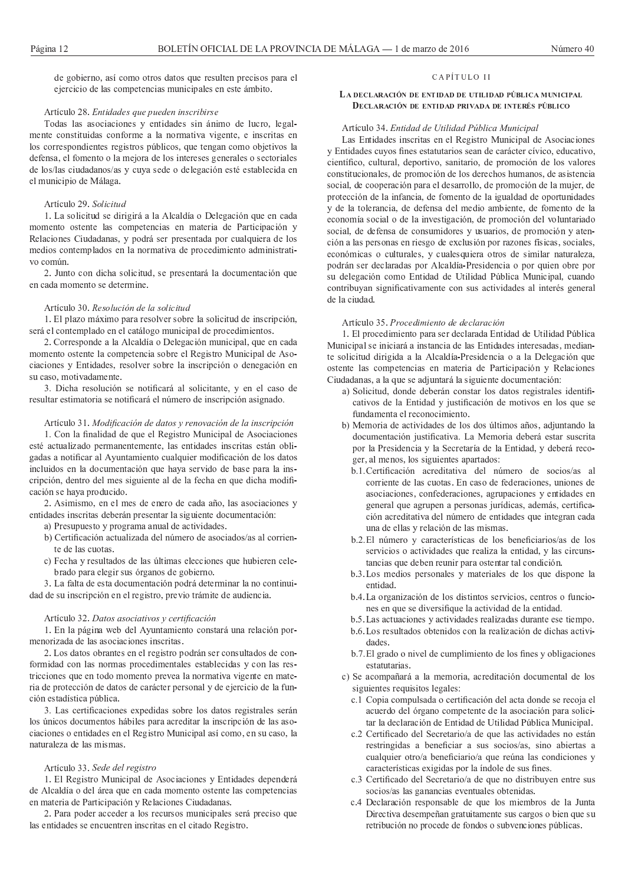de gobierno, así como otros datos que resulten precisos para el ejercicio de las competencias municipales en este ámbito.

Artículo 28. *Entidades que pueden inscribirse*

Todas las asociaciones y entidades sin ánimo de lucro, legalmente constituidas conforme a la normativa vigente, e inscritas en los correspondientes registros públicos, que tengan como objetivos la defensa, el fomento o la mejora de los intereses generales o sectoriales de los/las ciudadanos/as y cuya sede o delegación esté establecida en el municipio de Málaga.

Artículo 29. *Solicitud*

1. La solicitud se dirigirá a la Alcaldía o Delegación que en cada momento ostente las competencias en materia de Participación y Relaciones Ciudadanas, y podrá ser presentada por cualquiera de los medios contemplados en la normativa de procedimiento administrativo común.

2. Junto con dicha solicitud, se presentará la documentación que en cada momento se determine.

Artículo 30. *Resolución de la solicitud*

1. El plazo máximo para resolver sobre la solicitud de inscripción, será el contemplado en el catálogo municipal de procedimientos.

2. Corresponde a la Alcaldía o Delegación municipal, que en cada momento ostente la competencia sobre el Registro Municipal de Asociaciones y Entidades, resolver sobre la inscripción o denegación en su caso, motivadamente.

3. Dicha resolución se notificará al solicitante, y en el caso de resultar estimatoria se notificará el número de inscripción asignado.

Artículo 31. *Modificación de datos y renovación de la inscripción*

1. Con la finalidad de que el Registro Municipal de Asociaciones esté actualizado permanentemente, las entidades inscritas están obligadas a notificar al Ayuntamiento cualquier modificación de los datos incluidos en la documentación que haya servido de base para la inscripción, dentro del mes siguiente al de la fecha en que dicha modificación se haya producido.

2. Asimismo, en el mes de enero de cada año, las asociaciones y entidades inscritas deberán presentar la siguiente documentación:

a) Presupuesto y programa anual de actividades.
b) Certificación actualizada del número de asociados/as al corriente de las cuotas.
c) Fecha y resultados de las últimas elecciones que hubieren celebrado para elegir sus órganos de gobierno.

3. La falta de esta documentación podrá determinar la no continuidad de su inscripción en el registro, previo trámite de audiencia.

Artículo 32. *Datos asociativos y certificación*

1. En la página web del Ayuntamiento constará una relación pormenorizada de las asociaciones inscritas.

2. Los datos obrantes en el registro podrán ser consultados de conformidad con las normas procedimentales establecidas y con las restricciones que en todo momento prevea la normativa vigente en materia de protección de datos de carácter personal y de ejercicio de la función estadística pública.

3. Las certificaciones expedidas sobre los datos registrales serán los únicos documentos hábiles para acreditar la inscripción de las asociaciones o entidades en el Registro Municipal así como, en su caso, la naturaleza de las mismas.

Artículo 33. *Sede del registro*

1. El Registro Municipal de Asociaciones y Entidades dependerá de Alcaldía o del área que en cada momento ostente las competencias en materia de Participación y Relaciones Ciudadanas.

2. Para poder acceder a los recursos municipales será preciso que las entidades se encuentren inscritas en el citado Registro.

## CAPÍTULO II

### La declaración de entidad de utilidad pública municipal Declaración de entidad privada de interés público

Artículo 34. *Entidad de Utilidad Pública Municipal*

Las Entidades inscritas en el Registro Municipal de Asociaciones y Entidades cuyos fines estatutarios sean de carácter cívico, educativo, científico, cultural, deportivo, sanitario, de promoción de los valores constitucionales, de promoción de los derechos humanos, de asistencia social, de cooperación para el desarrollo, de promoción de la mujer, de protección de la infancia, de fomento de la igualdad de oportunidades y de la tolerancia, de defensa del medio ambiente, de fomento de la economía social o de la investigación, de promoción del voluntariado social, de defensa de consumidores y usuarios, de promoción y atención a las personas en riesgo de exclusión por razones físicas, sociales, económicas o culturales, y cualesquiera otros de similar naturaleza, podrán ser declaradas por Alcaldía-Presidencia o por quien obre por su delegación como Entidad de Utilidad Pública Municipal, cuando contribuyan significativamente con sus actividades al interés general de la ciudad.

Artículo 35. *Procedimiento de declaración*

1. El procedimiento para ser declarada Entidad de Utilidad Pública Municipal se iniciará a instancia de las Entidades interesadas, mediante solicitud dirigida a la Alcaldía-Presidencia o a la Delegación que ostente las competencias en materia de Participación y Relaciones Ciudadanas, a la que se adjuntará la siguiente documentación:

a) Solicitud, donde deberán constar los datos registrales identificativos de la Entidad y justificación de motivos en los que se fundamenta el reconocimiento.
b) Memoria de actividades de los dos últimos años, adjuntando la documentación justificativa. La Memoria deberá estar suscrita por la Presidencia y la Secretaría de la Entidad, y deberá recoger, al menos, los siguientes apartados:
   - b.1. Certificación acreditativa del número de socios/as al corriente de las cuotas. En caso de federaciones, uniones de asociaciones, confederaciones, agrupaciones y entidades en general que agrupen a personas jurídicas, además, certificación acreditativa del número de entidades que integran cada una de ellas y relación de las mismas.
   - b.2. El número y características de los beneficiarios/as de los servicios o actividades que realiza la entidad, y las circunstancias que deben reunir para ostentar tal condición.
   - b.3. Los medios personales y materiales de los que dispone la entidad.
   - b.4. La organización de los distintos servicios, centros o funciones en que se diversifique la actividad de la entidad.
   - b.5. Las actuaciones y actividades realizadas durante ese tiempo.
   - b.6. Los resultados obtenidos con la realización de dichas actividades.
   - b.7. El grado o nivel de cumplimiento de los fines y obligaciones estatutarias.
c) Se acompañará a la memoria, acreditación documental de los siguientes requisitos legales:
   - c.1 Copia compulsada o certificación del acta donde se recoja el acuerdo del órgano competente de la asociación para solicitar la declaración de Entidad de Utilidad Pública Municipal.
   - c.2 Certificado del Secretario/a de que las actividades no están restringidas a beneficiar a sus socios/as, sino abiertas a cualquier otro/a beneficiario/a que reúna las condiciones y características exigidas por la índole de sus fines.
   - c.3 Certificado del Secretario/a de que no distribuyen entre sus socios/as las ganancias eventuales obtenidas.
   - c.4 Declaración responsable de que los miembros de la Junta Directiva desempeñan gratuitamente sus cargos o bien que su retribución no procede de fondos o subvenciones públicas.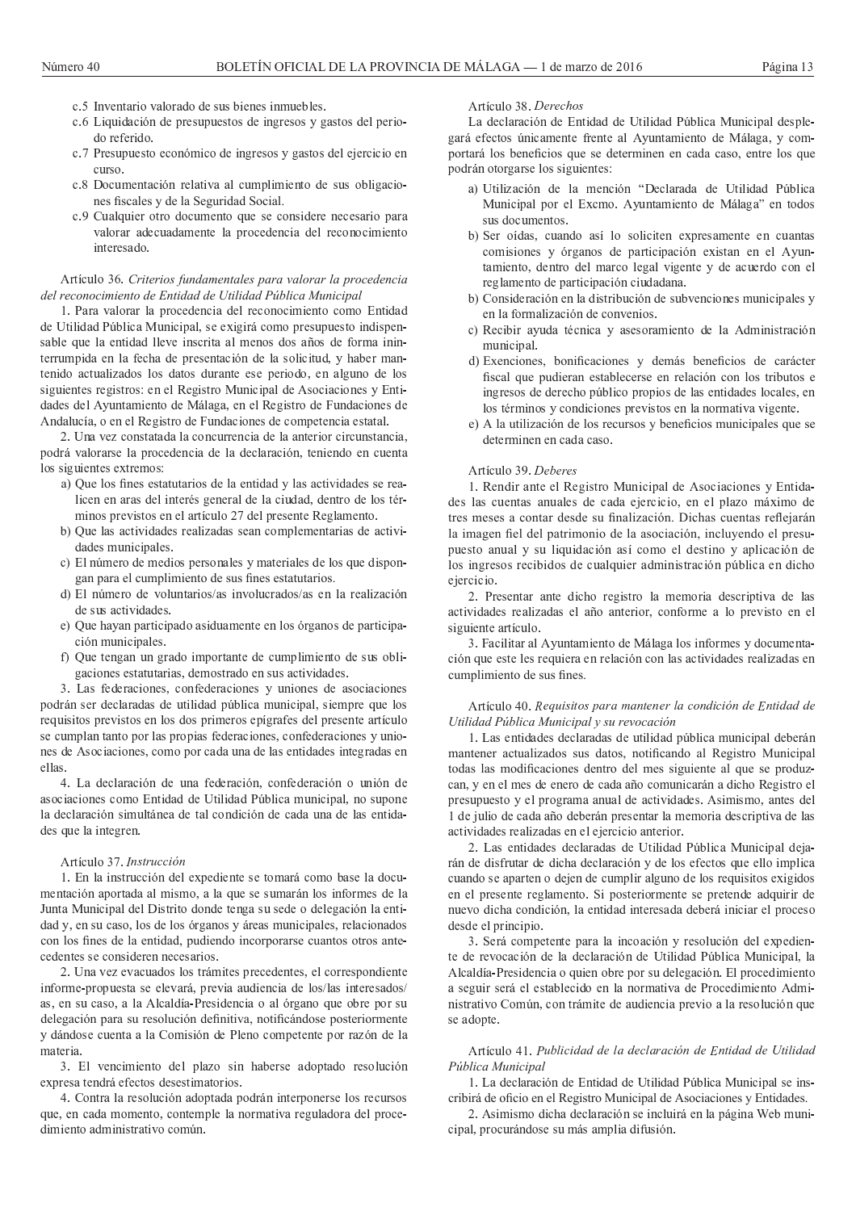c.5 Inventario valorado de sus bienes inmuebles.
c.6 Liquidación de presupuestos de ingresos y gastos del periodo referido.
c.7 Presupuesto económico de ingresos y gastos del ejercicio en curso.
c.8 Documentación relativa al cumplimiento de sus obligaciones fiscales y de la Seguridad Social.
c.9 Cualquier otro documento que se considere necesario para valorar adecuadamente la procedencia del reconocimiento interesado.

Artículo 36. *Criterios fundamentales para valorar la procedencia del reconocimiento de Entidad de Utilidad Pública Municipal*

1. Para valorar la procedencia del reconocimiento como Entidad de Utilidad Pública Municipal, se exigirá como presupuesto indispensable que la entidad lleve inscrita al menos dos años de forma ininterrumpida en la fecha de presentación de la solicitud, y haber mantenido actualizados los datos durante ese periodo, en alguno de los siguientes registros: en el Registro Municipal de Asociaciones y Entidades del Ayuntamiento de Málaga, en el Registro de Fundaciones de Andalucía, o en el Registro de Fundaciones de competencia estatal.

2. Una vez constatada la concurrencia de la anterior circunstancia, podrá valorarse la procedencia de la declaración, teniendo en cuenta los siguientes extremos:

a) Que los fines estatutarios de la entidad y las actividades se realicen en aras del interés general de la ciudad, dentro de los términos previstos en el artículo 27 del presente Reglamento.
b) Que las actividades realizadas sean complementarias de actividades municipales.
c) El número de medios personales y materiales de los que dispongan para el cumplimiento de sus fines estatutarios.
d) El número de voluntarios/as involucrados/as en la realización de sus actividades.
e) Que hayan participado asiduamente en los órganos de participación municipales.
f) Que tengan un grado importante de cumplimiento de sus obligaciones estatutarias, demostrado en sus actividades.

3. Las federaciones, confederaciones y uniones de asociaciones podrán ser declaradas de utilidad pública municipal, siempre que los requisitos previstos en los dos primeros epígrafes del presente artículo se cumplan tanto por las propias federaciones, confederaciones y uniones de Asociaciones, como por cada una de las entidades integradas en ellas.

4. La declaración de una federación, confederación o unión de asociaciones como Entidad de Utilidad Pública municipal, no supone la declaración simultánea de tal condición de cada una de las entidades que la integren.

Artículo 37. *Instrucción*

1. En la instrucción del expediente se tomará como base la documentación aportada al mismo, a la que se sumarán los informes de la Junta Municipal del Distrito donde tenga su sede o delegación la entidad y, en su caso, los de los órganos y áreas municipales, relacionados con los fines de la entidad, pudiendo incorporarse cuantos otros antecedentes se consideren necesarios.

2. Una vez evacuados los trámites precedentes, el correspondiente informe-propuesta se elevará, previa audiencia de los/las interesados/as, en su caso, a la Alcaldía-Presidencia o al órgano que obre por su delegación para su resolución definitiva, notificándose posteriormente y dándose cuenta a la Comisión de Pleno competente por razón de la materia.

3. El vencimiento del plazo sin haberse adoptado resolución expresa tendrá efectos desestimatorios.

4. Contra la resolución adoptada podrán interponerse los recursos que, en cada momento, contemple la normativa reguladora del procedimiento administrativo común.

Artículo 38. *Derechos*

La declaración de Entidad de Utilidad Pública Municipal desplegará efectos únicamente frente al Ayuntamiento de Málaga, y comportará los beneficios que se determinen en cada caso, entre los que podrán otorgarse los siguientes:

a) Utilización de la mención "Declarada de Utilidad Pública Municipal por el Excmo. Ayuntamiento de Málaga" en todos sus documentos.
b) Ser oídas, cuando así lo soliciten expresamente en cuantas comisiones y órganos de participación existan en el Ayuntamiento, dentro del marco legal vigente y de acuerdo con el reglamento de participación ciudadana.
b) Consideración en la distribución de subvenciones municipales y en la formalización de convenios.
c) Recibir ayuda técnica y asesoramiento de la Administración municipal.
d) Exenciones, bonificaciones y demás beneficios de carácter fiscal que pudieran establecerse en relación con los tributos e ingresos de derecho público propios de las entidades locales, en los términos y condiciones previstos en la normativa vigente.
e) A la utilización de los recursos y beneficios municipales que se determinen en cada caso.

Artículo 39. *Deberes*

1. Rendir ante el Registro Municipal de Asociaciones y Entidades las cuentas anuales de cada ejercicio, en el plazo máximo de tres meses a contar desde su finalización. Dichas cuentas reflejarán la imagen fiel del patrimonio de la asociación, incluyendo el presupuesto anual y su liquidación así como el destino y aplicación de los ingresos recibidos de cualquier administración pública en dicho ejercicio.

2. Presentar ante dicho registro la memoria descriptiva de las actividades realizadas el año anterior, conforme a lo previsto en el siguiente artículo.

3. Facilitar al Ayuntamiento de Málaga los informes y documentación que este les requiera en relación con las actividades realizadas en cumplimiento de sus fines.

Artículo 40. *Requisitos para mantener la condición de Entidad de Utilidad Pública Municipal y su revocación*

1. Las entidades declaradas de utilidad pública municipal deberán mantener actualizados sus datos, notificando al Registro Municipal todas las modificaciones dentro del mes siguiente al que se produzcan, y en el mes de enero de cada año comunicarán a dicho Registro el presupuesto y el programa anual de actividades. Asimismo, antes del 1 de julio de cada año deberán presentar la memoria descriptiva de las actividades realizadas en el ejercicio anterior.

2. Las entidades declaradas de Utilidad Pública Municipal dejarán de disfrutar de dicha declaración y de los efectos que ello implica cuando se aparten o dejen de cumplir alguno de los requisitos exigidos en el presente reglamento. Si posteriormente se pretende adquirir de nuevo dicha condición, la entidad interesada deberá iniciar el proceso desde el principio.

3. Será competente para la incoación y resolución del expediente de revocación de la declaración de Utilidad Pública Municipal, la Alcaldía-Presidencia o quien obre por su delegación. El procedimiento a seguir será el establecido en la normativa de Procedimiento Administrativo Común, con trámite de audiencia previo a la resolución que se adopte.

Artículo 41. *Publicidad de la declaración de Entidad de Utilidad Pública Municipal*

1. La declaración de Entidad de Utilidad Pública Municipal se inscribirá de oficio en el Registro Municipal de Asociaciones y Entidades.

2. Asimismo dicha declaración se incluirá en la página Web municipal, procurándose su más amplia difusión.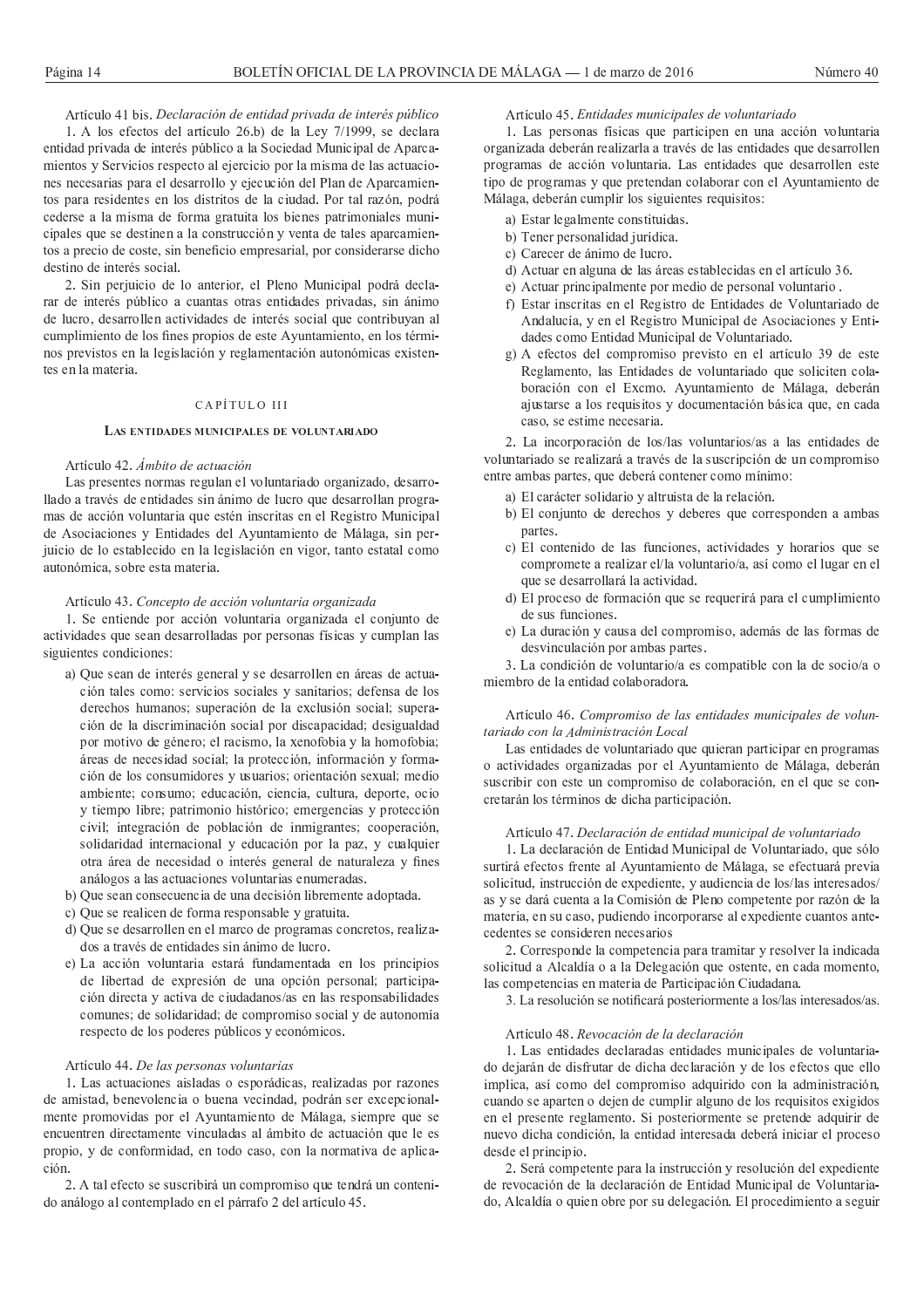Artículo 41 bis. *Declaración de entidad privada de interés público*

1. A los efectos del artículo 26.b) de la Ley 7/1999, se declara entidad privada de interés público a la Sociedad Municipal de Aparcamientos y Servicios respecto al ejercicio por la misma de las actuaciones necesarias para el desarrollo y ejecución del Plan de Aparcamientos para residentes en los distritos de la ciudad. Por tal razón, podrá cederse a la misma de forma gratuita los bienes patrimoniales municipales que se destinen a la construcción y venta de tales aparcamientos a precio de coste, sin beneficio empresarial, por considerarse dicho destino de interés social.

2. Sin perjuicio de lo anterior, el Pleno Municipal podrá declarar de interés público a cuantas otras entidades privadas, sin ánimo de lucro, desarrollen actividades de interés social que contribuyan al cumplimiento de los fines propios de este Ayuntamiento, en los términos previstos en la legislación y reglamentación autonómicas existentes en la materia.

## CAPÍTULO III

### Las entidades municipales de voluntariado

Artículo 42. *Ámbito de actuación*

Las presentes normas regulan el voluntariado organizado, desarrollado a través de entidades sin ánimo de lucro que desarrollan programas de acción voluntaria que estén inscritas en el Registro Municipal de Asociaciones y Entidades del Ayuntamiento de Málaga, sin perjuicio de lo establecido en la legislación en vigor, tanto estatal como autonómica, sobre esta materia.

Artículo 43. *Concepto de acción voluntaria organizada*

1. Se entiende por acción voluntaria organizada el conjunto de actividades que sean desarrolladas por personas físicas y cumplan las siguientes condiciones:

a) Que sean de interés general y se desarrollen en áreas de actuación tales como: servicios sociales y sanitarios; defensa de los derechos humanos; superación de la exclusión social; superación de la discriminación social por discapacidad; desigualdad por motivo de género; el racismo, la xenofobia y la homofobia; áreas de necesidad social; la protección, información y formación de los consumidores y usuarios; orientación sexual; medio ambiente; consumo; educación, ciencia, cultura, deporte, ocio y tiempo libre; patrimonio histórico; emergencias y protección civil; integración de población de inmigrantes; cooperación, solidaridad internacional y educación por la paz, y cualquier otra área de necesidad o interés general de naturaleza y fines análogos a las actuaciones voluntarias enumeradas.
b) Que sean consecuencia de una decisión libremente adoptada.
c) Que se realicen de forma responsable y gratuita.
d) Que se desarrollen en el marco de programas concretos, realizados a través de entidades sin ánimo de lucro.
e) La acción voluntaria estará fundamentada en los principios de libertad de expresión de una opción personal; participación directa y activa de ciudadanos/as en las responsabilidades comunes; de solidaridad; de compromiso social y de autonomía respecto de los poderes públicos y económicos.

Artículo 44. *De las personas voluntarias*

1. Las actuaciones aisladas o esporádicas, realizadas por razones de amistad, benevolencia o buena vecindad, podrán ser excepcionalmente promovidas por el Ayuntamiento de Málaga, siempre que se encuentren directamente vinculadas al ámbito de actuación que le es propio, y de conformidad, en todo caso, con la normativa de aplicación.

2. A tal efecto se suscribirá un compromiso que tendrá un contenido análogo al contemplado en el párrafo 2 del artículo 45.

Artículo 45. *Entidades municipales de voluntariado*

1. Las personas físicas que participen en una acción voluntaria organizada deberán realizarla a través de las entidades que desarrollen programas de acción voluntaria. Las entidades que desarrollen este tipo de programas y que pretendan colaborar con el Ayuntamiento de Málaga, deberán cumplir los siguientes requisitos:

a) Estar legalmente constituidas.
b) Tener personalidad jurídica.
c) Carecer de ánimo de lucro.
d) Actuar en alguna de las áreas establecidas en el artículo 36.
e) Actuar principalmente por medio de personal voluntario .
f) Estar inscritas en el Registro de Entidades de Voluntariado de Andalucía, y en el Registro Municipal de Asociaciones y Entidades como Entidad Municipal de Voluntariado.
g) A efectos del compromiso previsto en el artículo 39 de este Reglamento, las Entidades de voluntariado que soliciten colaboración con el Excmo. Ayuntamiento de Málaga, deberán ajustarse a los requisitos y documentación básica que, en cada caso, se estime necesaria.

2. La incorporación de los/las voluntarios/as a las entidades de voluntariado se realizará a través de la suscripción de un compromiso entre ambas partes, que deberá contener como mínimo:

a) El carácter solidario y altruista de la relación.
b) El conjunto de derechos y deberes que corresponden a ambas partes.
c) El contenido de las funciones, actividades y horarios que se compromete a realizar el/la voluntario/a, así como el lugar en el que se desarrollará la actividad.
d) El proceso de formación que se requerirá para el cumplimiento de sus funciones.
e) La duración y causa del compromiso, además de las formas de desvinculación por ambas partes.

3. La condición de voluntario/a es compatible con la de socio/a o miembro de la entidad colaboradora.

Artículo 46. *Compromiso de las entidades municipales de voluntariado con la Administración Local*

Las entidades de voluntariado que quieran participar en programas o actividades organizadas por el Ayuntamiento de Málaga, deberán suscribir con este un compromiso de colaboración, en el que se concretarán los términos de dicha participación.

Artículo 47. *Declaración de entidad municipal de voluntariado*

1. La declaración de Entidad Municipal de Voluntariado, que sólo surtirá efectos frente al Ayuntamiento de Málaga, se efectuará previa solicitud, instrucción de expediente, y audiencia de los/las interesados/as y se dará cuenta a la Comisión de Pleno competente por razón de la materia, en su caso, pudiendo incorporarse al expediente cuantos antecedentes se consideren necesarios

2. Corresponde la competencia para tramitar y resolver la indicada solicitud a Alcaldía o a la Delegación que ostente, en cada momento, las competencias en materia de Participación Ciudadana.

3. La resolución se notificará posteriormente a los/las interesados/as.

Artículo 48. *Revocación de la declaración*

1. Las entidades declaradas entidades municipales de voluntariado dejarán de disfrutar de dicha declaración y de los efectos que ello implica, así como del compromiso adquirido con la administración, cuando se aparten o dejen de cumplir alguno de los requisitos exigidos en el presente reglamento. Si posteriormente se pretende adquirir de nuevo dicha condición, la entidad interesada deberá iniciar el proceso desde el principio.

2. Será competente para la instrucción y resolución del expediente de revocación de la declaración de Entidad Municipal de Voluntariado, Alcaldía o quien obre por su delegación. El procedimiento a seguir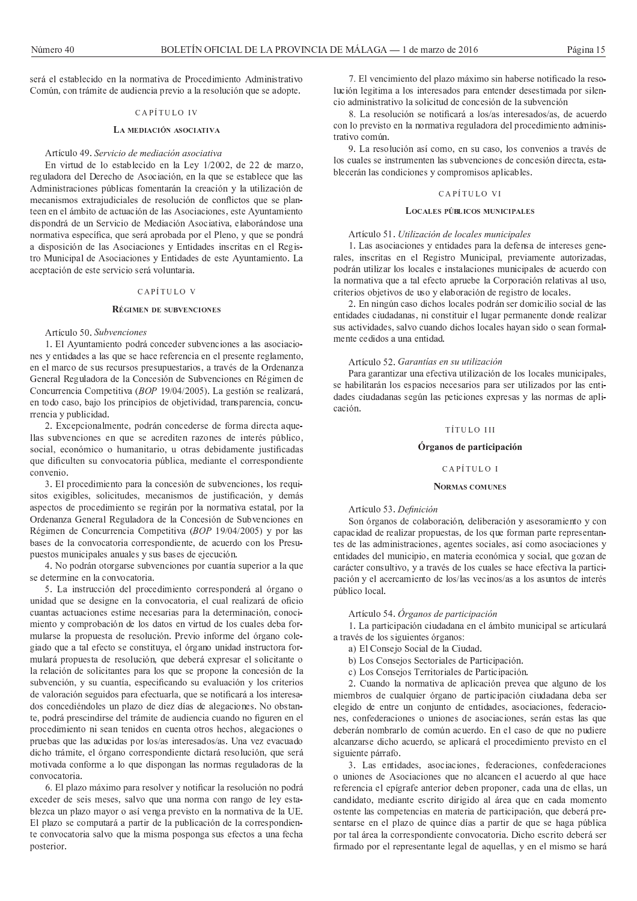será el establecido en la normativa de Procedimiento Administrativo Común, con trámite de audiencia previo a la resolución que se adopte.

## CAPÍTULO IV

### La mediación asociativa

Artículo 49. *Servicio de mediación asociativa*

En virtud de lo establecido en la Ley 1/2002, de 22 de marzo, reguladora del Derecho de Asociación, en la que se establece que las Administraciones públicas fomentarán la creación y la utilización de mecanismos extrajudiciales de resolución de conflictos que se planteen en el ámbito de actuación de las Asociaciones, este Ayuntamiento dispondrá de un Servicio de Mediación Asociativa, elaborándose una normativa específica, que será aprobada por el Pleno, y que se pondrá a disposición de las Asociaciones y Entidades inscritas en el Registro Municipal de Asociaciones y Entidades de este Ayuntamiento. La aceptación de este servicio será voluntaria.

## CAPÍTULO V

### Régimen de subvenciones

Artículo 50. *Subvenciones*

1. El Ayuntamiento podrá conceder subvenciones a las asociaciones y entidades a las que se hace referencia en el presente reglamento, en el marco de sus recursos presupuestarios, a través de la Ordenanza General Reguladora de la Concesión de Subvenciones en Régimen de Concurrencia Competitiva (*BOP* 19/04/2005). La gestión se realizará, en todo caso, bajo los principios de objetividad, transparencia, concurrencia y publicidad.

2. Excepcionalmente, podrán concederse de forma directa aquellas subvenciones en que se acrediten razones de interés público, social, económico o humanitario, u otras debidamente justificadas que dificulten su convocatoria pública, mediante el correspondiente convenio.

3. El procedimiento para la concesión de subvenciones, los requisitos exigibles, solicitudes, mecanismos de justificación, y demás aspectos de procedimiento se regirán por la normativa estatal, por la Ordenanza General Reguladora de la Concesión de Subvenciones en Régimen de Concurrencia Competitiva (*BOP* 19/04/2005) y por las bases de la convocatoria correspondiente, de acuerdo con los Presupuestos municipales anuales y sus bases de ejecución.

4. No podrán otorgarse subvenciones por cuantía superior a la que se determine en la convocatoria.

5. La instrucción del procedimiento corresponderá al órgano o unidad que se designe en la convocatoria, el cual realizará de oficio cuantas actuaciones estime necesarias para la determinación, conocimiento y comprobación de los datos en virtud de los cuales deba formularse la propuesta de resolución. Previo informe del órgano colegiado que a tal efecto se constituya, el órgano unidad instructora formulará propuesta de resolución, que deberá expresar el solicitante o la relación de solicitantes para los que se propone la concesión de la subvención, y su cuantía, especificando su evaluación y los criterios de valoración seguidos para efectuarla, que se notificará a los interesados concediéndoles un plazo de diez días de alegaciones. No obstante, podrá prescindirse del trámite de audiencia cuando no figuren en el procedimiento ni sean tenidos en cuenta otros hechos, alegaciones o pruebas que las aducidas por los/as interesados/as. Una vez evacuado dicho trámite, el órgano correspondiente dictará resolución, que será motivada conforme a lo que dispongan las normas reguladoras de la convocatoria.

6. El plazo máximo para resolver y notificar la resolución no podrá exceder de seis meses, salvo que una norma con rango de ley establezca un plazo mayor o así venga previsto en la normativa de la UE. El plazo se computará a partir de la publicación de la correspondiente convocatoria salvo que la misma posponga sus efectos a una fecha posterior.

7. El vencimiento del plazo máximo sin haberse notificado la resolución legitima a los interesados para entender desestimada por silencio administrativo la solicitud de concesión de la subvención

8. La resolución se notificará a los/as interesados/as, de acuerdo con lo previsto en la normativa reguladora del procedimiento administrativo común.

9. La resolución así como, en su caso, los convenios a través de los cuales se instrumenten las subvenciones de concesión directa, establecerán las condiciones y compromisos aplicables.

## CAPÍTULO VI

### Locales públicos municipales

Artículo 51. *Utilización de locales municipales*

1. Las asociaciones y entidades para la defensa de intereses generales, inscritas en el Registro Municipal, previamente autorizadas, podrán utilizar los locales e instalaciones municipales de acuerdo con la normativa que a tal efecto apruebe la Corporación relativas al uso, criterios objetivos de uso y elaboración de registro de locales.

2. En ningún caso dichos locales podrán ser domicilio social de las entidades ciudadanas, ni constituir el lugar permanente donde realizar sus actividades, salvo cuando dichos locales hayan sido o sean formalmente cedidos a una entidad.

Artículo 52. *Garantías en su utilización*

Para garantizar una efectiva utilización de los locales municipales, se habilitarán los espacios necesarios para ser utilizados por las entidades ciudadanas según las peticiones expresas y las normas de aplicación.

# TÍTULO III

## Órganos de participación

## CAPÍTULO I

### Normas comunes

Artículo 53. *Definición*

Son órganos de colaboración, deliberación y asesoramiento y con capacidad de realizar propuestas, de los que forman parte representantes de las administraciones, agentes sociales, así como asociaciones y entidades del municipio, en materia económica y social, que gozan de carácter consultivo, y a través de los cuales se hace efectiva la participación y el acercamiento de los/las vecinos/as a los asuntos de interés público local.

Artículo 54. *Órganos de participación*

1. La participación ciudadana en el ámbito municipal se articulará a través de los siguientes órganos:

a) El Consejo Social de la Ciudad.
b) Los Consejos Sectoriales de Participación.
c) Los Consejos Territoriales de Participación.

2. Cuando la normativa de aplicación prevea que alguno de los miembros de cualquier órgano de participación ciudadana deba ser elegido de entre un conjunto de entidades, asociaciones, federaciones, confederaciones o uniones de asociaciones, serán estas las que deberán nombrarlo de común acuerdo. En el caso de que no pudiere alcanzarse dicho acuerdo, se aplicará el procedimiento previsto en el siguiente párrafo.

3. Las entidades, asociaciones, federaciones, confederaciones o uniones de Asociaciones que no alcancen el acuerdo al que hace referencia el epígrafe anterior deben proponer, cada una de ellas, un candidato, mediante escrito dirigido al área que en cada momento ostente las competencias en materia de participación, que deberá presentarse en el plazo de quince días a partir de que se haga pública por tal área la correspondiente convocatoria. Dicho escrito deberá ser firmado por el representante legal de aquellas, y en el mismo se hará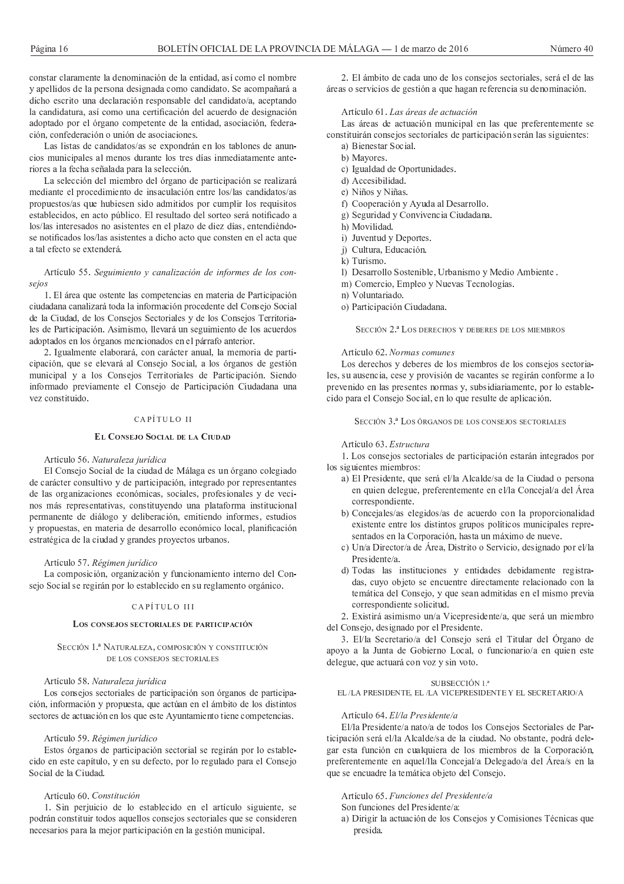constar claramente la denominación de la entidad, así como el nombre y apellidos de la persona designada como candidato. Se acompañará a dicho escrito una declaración responsable del candidato/a, aceptando la candidatura, así como una certificación del acuerdo de designación adoptado por el órgano competente de la entidad, asociación, federación, confederación o unión de asociaciones.

Las listas de candidatos/as se expondrán en los tablones de anuncios municipales al menos durante los tres días inmediatamente anteriores a la fecha señalada para la selección.

La selección del miembro del órgano de participación se realizará mediante el procedimiento de insaculación entre los/las candidatos/as propuestos/as que hubiesen sido admitidos por cumplir los requisitos establecidos, en acto público. El resultado del sorteo será notificado a los/las interesados no asistentes en el plazo de diez días, entendiéndose notificados los/las asistentes a dicho acto que consten en el acta que a tal efecto se extenderá.

Artículo 55. *Seguimiento y canalización de informes de los consejos*

1. El área que ostente las competencias en materia de Participación ciudadana canalizará toda la información procedente del Consejo Social de la Ciudad, de los Consejos Sectoriales y de los Consejos Territoriales de Participación. Asimismo, llevará un seguimiento de los acuerdos adoptados en los órganos mencionados en el párrafo anterior.

2. Igualmente elaborará, con carácter anual, la memoria de participación, que se elevará al Consejo Social, a los órganos de gestión municipal y a los Consejos Territoriales de Participación. Siendo informado previamente el Consejo de Participación Ciudadana una vez constituido.

## CAPÍTULO II

### El Consejo Social de la Ciudad

Artículo 56. *Naturaleza jurídica*

El Consejo Social de la ciudad de Málaga es un órgano colegiado de carácter consultivo y de participación, integrado por representantes de las organizaciones económicas, sociales, profesionales y de vecinos más representativas, constituyendo una plataforma institucional permanente de diálogo y deliberación, emitiendo informes, estudios y propuestas, en materia de desarrollo económico local, planificación estratégica de la ciudad y grandes proyectos urbanos.

Artículo 57. *Régimen jurídico*

La composición, organización y funcionamiento interno del Consejo Social se regirán por lo establecido en su reglamento orgánico.

## CAPÍTULO III

### Los consejos sectoriales de participación

#### Sección 1.ª Naturaleza, composición y constitución de los consejos sectoriales

Artículo 58. *Naturaleza jurídica*

Los consejos sectoriales de participación son órganos de participación, información y propuesta, que actúan en el ámbito de los distintos sectores de actuación en los que este Ayuntamiento tiene competencias.

Artículo 59. *Régimen jurídico*

Estos órganos de participación sectorial se regirán por lo establecido en este capítulo, y en su defecto, por lo regulado para el Consejo Social de la Ciudad.

Artículo 60. *Constitución*

1. Sin perjuicio de lo establecido en el artículo siguiente, se podrán constituir todos aquellos consejos sectoriales que se consideren necesarios para la mejor participación en la gestión municipal.

2. El ámbito de cada uno de los consejos sectoriales, será el de las áreas o servicios de gestión a que hagan referencia su denominación.

Artículo 61. *Las áreas de actuación*

Las áreas de actuación municipal en las que preferentemente se constituirán consejos sectoriales de participación serán las siguientes:

a) Bienestar Social.
b) Mayores.
c) Igualdad de Oportunidades.
d) Accesibilidad.
e) Niños y Niñas.
f) Cooperación y Ayuda al Desarrollo.
g) Seguridad y Convivencia Ciudadana.
h) Movilidad.
i) Juventud y Deportes.
j) Cultura, Educación.
k) Turismo.
l) Desarrollo Sostenible, Urbanismo y Medio Ambiente .
m) Comercio, Empleo y Nuevas Tecnologías.
n) Voluntariado.
o) Participación Ciudadana.

#### Sección 2.ª Los derechos y deberes de los miembros

Artículo 62. *Normas comunes*

Los derechos y deberes de los miembros de los consejos sectoriales, su ausencia, cese y provisión de vacantes se regirán conforme a lo prevenido en las presentes normas y, subsidiariamente, por lo establecido para el Consejo Social, en lo que resulte de aplicación.

#### Sección 3.ª Los órganos de los consejos sectoriales

Artículo 63. *Estructura*

1. Los consejos sectoriales de participación estarán integrados por los siguientes miembros:

a) El Presidente, que será el/la Alcalde/sa de la Ciudad o persona en quien delegue, preferentemente en el/la Concejal/a del Área correspondiente.
b) Concejales/as elegidos/as de acuerdo con la proporcionalidad existente entre los distintos grupos políticos municipales representados en la Corporación, hasta un máximo de nueve.
c) Un/a Director/a de Área, Distrito o Servicio, designado por el/la Presidente/a.
d) Todas las instituciones y entidades debidamente registradas, cuyo objeto se encuentre directamente relacionado con la temática del Consejo, y que sean admitidas en el mismo previa correspondiente solicitud.

2. Existirá asimismo un/a Vicepresidente/a, que será un miembro del Consejo, designado por el Presidente.

3. El/la Secretario/a del Consejo será el Titular del Órgano de apoyo a la Junta de Gobierno Local, o funcionario/a en quien este delegue, que actuará con voz y sin voto.

##### Subsección 1.ª El /la Presidente, el /la Vicepresidente y el Secretario/a

Artículo 64. *El/la Presidente/a*

El/la Presidente/a nato/a de todos los Consejos Sectoriales de Participación será el/la Alcalde/sa de la ciudad. No obstante, podrá delegar esta función en cualquiera de los miembros de la Corporación, preferentemente en aquel/lla Concejal/a Delegado/a del Área/s en la que se encuadre la temática objeto del Consejo.

Artículo 65. *Funciones del Presidente/a*

Son funciones del Presidente/a:

a) Dirigir la actuación de los Consejos y Comisiones Técnicas que presida.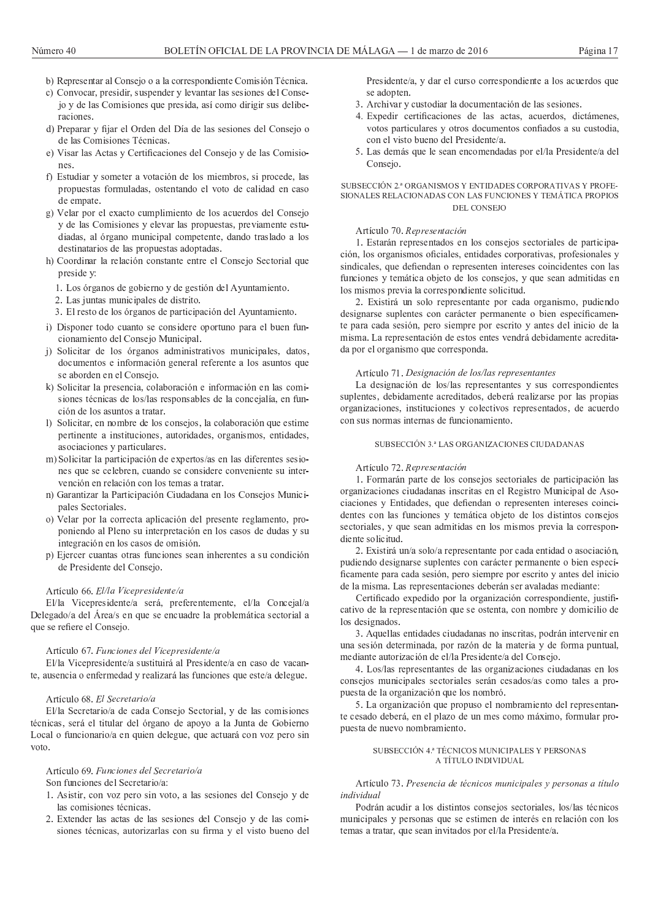b) Representar al Consejo o a la correspondiente Comisión Técnica.
c) Convocar, presidir, suspender y levantar las sesiones del Consejo y de las Comisiones que presida, así como dirigir sus deliberaciones.
d) Preparar y fijar el Orden del Día de las sesiones del Consejo o de las Comisiones Técnicas.
e) Visar las Actas y Certificaciones del Consejo y de las Comisiones.
f) Estudiar y someter a votación de los miembros, si procede, las propuestas formuladas, ostentando el voto de calidad en caso de empate.
g) Velar por el exacto cumplimiento de los acuerdos del Consejo y de las Comisiones y elevar las propuestas, previamente estudiadas, al órgano municipal competente, dando traslado a los destinatarios de las propuestas adoptadas.
h) Coordinar la relación constante entre el Consejo Sectorial que preside y:
   1. Los órganos de gobierno y de gestión del Ayuntamiento.
   2. Las juntas municipales de distrito.
   3. El resto de los órganos de participación del Ayuntamiento.
i) Disponer todo cuanto se considere oportuno para el buen funcionamiento del Consejo Municipal.
j) Solicitar de los órganos administrativos municipales, datos, documentos e información general referente a los asuntos que se aborden en el Consejo.
k) Solicitar la presencia, colaboración e información en las comisiones técnicas de los/las responsables de la concejalía, en función de los asuntos a tratar.
l) Solicitar, en nombre de los consejos, la colaboración que estime pertinente a instituciones, autoridades, organismos, entidades, asociaciones y particulares.
m) Solicitar la participación de expertos/as en las diferentes sesiones que se celebren, cuando se considere conveniente su intervención en relación con los temas a tratar.
n) Garantizar la Participación Ciudadana en los Consejos Municipales Sectoriales.
o) Velar por la correcta aplicación del presente reglamento, proponiendo al Pleno su interpretación en los casos de dudas y su integración en los casos de omisión.
p) Ejercer cuantas otras funciones sean inherentes a su condición de Presidente del Consejo.

Artículo 66. *El/la Vicepresidente/a*

El/la Vicepresidente/a será, preferentemente, el/la Concejal/a Delegado/a del Área/s en que se encuadre la problemática sectorial a que se refiere el Consejo.

Artículo 67. *Funciones del Vicepresidente/a*

El/la Vicepresidente/a sustituirá al Presidente/a en caso de vacante, ausencia o enfermedad y realizará las funciones que este/a delegue.

Artículo 68. *El Secretario/a*

El/la Secretario/a de cada Consejo Sectorial, y de las comisiones técnicas, será el titular del órgano de apoyo a la Junta de Gobierno Local o funcionario/a en quien delegue, que actuará con voz pero sin voto.

Artículo 69. *Funciones del Secretario/a*

Son funciones del Secretario/a:

1. Asistir, con voz pero sin voto, a las sesiones del Consejo y de las comisiones técnicas.
2. Extender las actas de las sesiones del Consejo y de las comisiones técnicas, autorizarlas con su firma y el visto bueno del Presidente/a, y dar el curso correspondiente a los acuerdos que se adopten.
3. Archivar y custodiar la documentación de las sesiones.
4. Expedir certificaciones de las actas, acuerdos, dictámenes, votos particulares y otros documentos confiados a su custodia, con el visto bueno del Presidente/a.
5. Las demás que le sean encomendadas por el/la Presidente/a del Consejo.

#### SUBSECCIÓN 2.ª ORGANISMOS Y ENTIDADES CORPORATIVAS Y PROFESIONALES RELACIONADAS CON LAS FUNCIONES Y TEMÁTICA PROPIOS DEL CONSEJO

Artículo 70. *Representación*

1. Estarán representados en los consejos sectoriales de participación, los organismos oficiales, entidades corporativas, profesionales y sindicales, que defiendan o representen intereses coincidentes con las funciones y temática objeto de los consejos, y que sean admitidas en los mismos previa la correspondiente solicitud.

2. Existirá un solo representante por cada organismo, pudiendo designarse suplentes con carácter permanente o bien específicamente para cada sesión, pero siempre por escrito y antes del inicio de la misma. La representación de estos entes vendrá debidamente acreditada por el organismo que corresponda.

Artículo 71. *Designación de los/las representantes*

La designación de los/las representantes y sus correspondientes suplentes, debidamente acreditados, deberá realizarse por las propias organizaciones, instituciones y colectivos representados, de acuerdo con sus normas internas de funcionamiento.

#### SUBSECCIÓN 3.ª LAS ORGANIZACIONES CIUDADANAS

Artículo 72. *Representación*

1. Formarán parte de los consejos sectoriales de participación las organizaciones ciudadanas inscritas en el Registro Municipal de Asociaciones y Entidades, que defiendan o representen intereses coincidentes con las funciones y temática objeto de los distintos consejos sectoriales, y que sean admitidas en los mismos previa la correspondiente solicitud.

2. Existirá un/a solo/a representante por cada entidad o asociación, pudiendo designarse suplentes con carácter permanente o bien específicamente para cada sesión, pero siempre por escrito y antes del inicio de la misma. Las representaciones deberán ser avaladas mediante:

Certificado expedido por la organización correspondiente, justificativo de la representación que se ostenta, con nombre y domicilio de los designados.

3. Aquellas entidades ciudadanas no inscritas, podrán intervenir en una sesión determinada, por razón de la materia y de forma puntual, mediante autorización de el/la Presidente/a del Consejo.

4. Los/las representantes de las organizaciones ciudadanas en los consejos municipales sectoriales serán cesados/as como tales a propuesta de la organización que los nombró.

5. La organización que propuso el nombramiento del representante cesado deberá, en el plazo de un mes como máximo, formular propuesta de nuevo nombramiento.

#### SUBSECCIÓN 4.ª TÉCNICOS MUNICIPALES Y PERSONAS A TÍTULO INDIVIDUAL

Artículo 73. *Presencia de técnicos municipales y personas a título individual*

Podrán acudir a los distintos consejos sectoriales, los/las técnicos municipales y personas que se estimen de interés en relación con los temas a tratar, que sean invitados por el/la Presidente/a.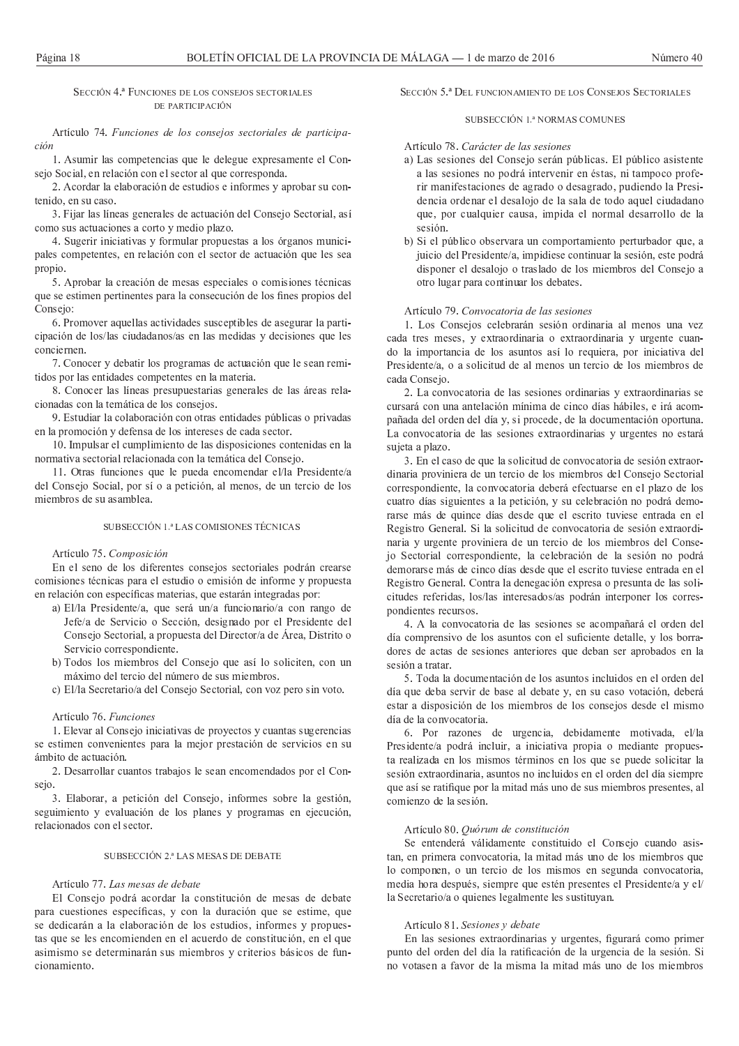### Sección 4.ª Funciones de los consejos sectoriales de participación

**Artículo 74.** *Funciones de los consejos sectoriales de participación*

1. Asumir las competencias que le delegue expresamente el Consejo Social, en relación con el sector al que corresponda.

2. Acordar la elaboración de estudios e informes y aprobar su contenido, en su caso.

3. Fijar las líneas generales de actuación del Consejo Sectorial, así como sus actuaciones a corto y medio plazo.

4. Sugerir iniciativas y formular propuestas a los órganos municipales competentes, en relación con el sector de actuación que les sea propio.

5. Aprobar la creación de mesas especiales o comisiones técnicas que se estimen pertinentes para la consecución de los fines propios del Consejo:

6. Promover aquellas actividades susceptibles de asegurar la participación de los/las ciudadanos/as en las medidas y decisiones que les conciernen.

7. Conocer y debatir los programas de actuación que le sean remitidos por las entidades competentes en la materia.

8. Conocer las líneas presupuestarias generales de las áreas relacionadas con la temática de los consejos.

9. Estudiar la colaboración con otras entidades públicas o privadas en la promoción y defensa de los intereses de cada sector.

10. Impulsar el cumplimiento de las disposiciones contenidas en la normativa sectorial relacionada con la temática del Consejo.

11. Otras funciones que le pueda encomendar el/la Presidente/a del Consejo Social, por sí o a petición, al menos, de un tercio de los miembros de su asamblea.

#### Subsección 1.ª Las comisiones técnicas

**Artículo 75.** *Composición*

En el seno de los diferentes consejos sectoriales podrán crearse comisiones técnicas para el estudio o emisión de informe y propuesta en relación con específicas materias, que estarán integradas por:

a) El/la Presidente/a, que será un/a funcionario/a con rango de Jefe/a de Servicio o Sección, designado por el Presidente del Consejo Sectorial, a propuesta del Director/a de Área, Distrito o Servicio correspondiente.

b) Todos los miembros del Consejo que así lo soliciten, con un máximo del tercio del número de sus miembros.

c) El/la Secretario/a del Consejo Sectorial, con voz pero sin voto.

**Artículo 76.** *Funciones*

1. Elevar al Consejo iniciativas de proyectos y cuantas sugerencias se estimen convenientes para la mejor prestación de servicios en su ámbito de actuación.

2. Desarrollar cuantos trabajos le sean encomendados por el Consejo.

3. Elaborar, a petición del Consejo, informes sobre la gestión, seguimiento y evaluación de los planes y programas en ejecución, relacionados con el sector.

#### Subsección 2.ª Las mesas de debate

**Artículo 77.** *Las mesas de debate*

El Consejo podrá acordar la constitución de mesas de debate para cuestiones específicas, y con la duración que se estime, que se dedicarán a la elaboración de los estudios, informes y propuestas que se les encomienden en el acuerdo de constitución, en el que asimismo se determinarán sus miembros y criterios básicos de funcionamiento.

### Sección 5.ª Del funcionamiento de los Consejos Sectoriales

#### Subsección 1.ª Normas comunes

**Artículo 78.** *Carácter de las sesiones*

a) Las sesiones del Consejo serán públicas. El público asistente a las sesiones no podrá intervenir en éstas, ni tampoco proferir manifestaciones de agrado o desagrado, pudiendo la Presidencia ordenar el desalojo de la sala de todo aquel ciudadano que, por cualquier causa, impida el normal desarrollo de la sesión.

b) Si el público observara un comportamiento perturbador que, a juicio del Presidente/a, impidiese continuar la sesión, este podrá disponer el desalojo o traslado de los miembros del Consejo a otro lugar para continuar los debates.

**Artículo 79.** *Convocatoria de las sesiones*

1. Los Consejos celebrarán sesión ordinaria al menos una vez cada tres meses, y extraordinaria o extraordinaria y urgente cuando la importancia de los asuntos así lo requiera, por iniciativa del Presidente/a, o a solicitud de al menos un tercio de los miembros de cada Consejo.

2. La convocatoria de las sesiones ordinarias y extraordinarias se cursará con una antelación mínima de cinco días hábiles, e irá acompañada del orden del día y, si procede, de la documentación oportuna. La convocatoria de las sesiones extraordinarias y urgentes no estará sujeta a plazo.

3. En el caso de que la solicitud de convocatoria de sesión extraordinaria proviniera de un tercio de los miembros del Consejo Sectorial correspondiente, la convocatoria deberá efectuarse en el plazo de los cuatro días siguientes a la petición, y su celebración no podrá demorarse más de quince días desde que el escrito tuviese entrada en el Registro General. Si la solicitud de convocatoria de sesión extraordinaria y urgente proviniera de un tercio de los miembros del Consejo Sectorial correspondiente, la celebración de la sesión no podrá demorarse más de cinco días desde que el escrito tuviese entrada en el Registro General. Contra la denegación expresa o presunta de las solicitudes referidas, los/las interesados/as podrán interponer los correspondientes recursos.

4. A la convocatoria de las sesiones se acompañará el orden del día comprensivo de los asuntos con el suficiente detalle, y los borradores de actas de sesiones anteriores que deban ser aprobados en la sesión a tratar.

5. Toda la documentación de los asuntos incluidos en el orden del día que deba servir de base al debate y, en su caso votación, deberá estar a disposición de los miembros de los consejos desde el mismo día de la convocatoria.

6. Por razones de urgencia, debidamente motivada, el/la Presidente/a podrá incluir, a iniciativa propia o mediante propuesta realizada en los mismos términos en los que se puede solicitar la sesión extraordinaria, asuntos no incluidos en el orden del día siempre que así se ratifique por la mitad más uno de sus miembros presentes, al comienzo de la sesión.

**Artículo 80.** *Quórum de constitución*

Se entenderá válidamente constituido el Consejo cuando asistan, en primera convocatoria, la mitad más uno de los miembros que lo componen, o un tercio de los mismos en segunda convocatoria, media hora después, siempre que estén presentes el Presidente/a y el/la Secretario/a o quienes legalmente les sustituyan.

**Artículo 81.** *Sesiones y debate*

En las sesiones extraordinarias y urgentes, figurará como primer punto del orden del día la ratificación de la urgencia de la sesión. Si no votasen a favor de la misma la mitad más uno de los miembros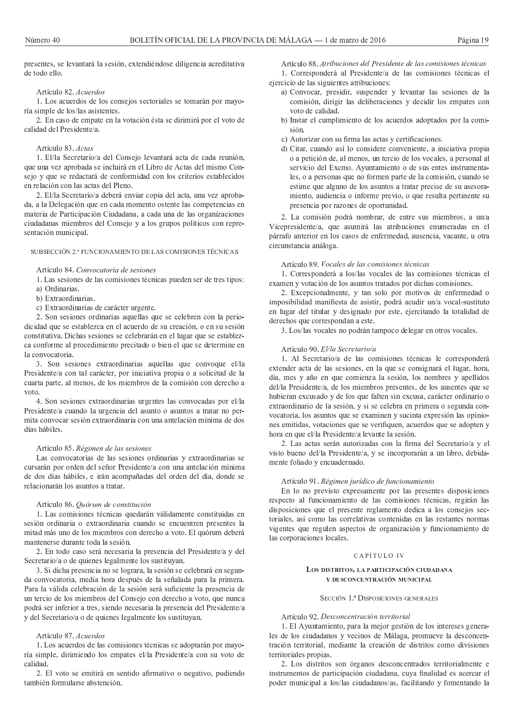presentes, se levantará la sesión, extendiéndose diligencia acreditativa de todo ello.

Artículo 82. *Acuerdos*

1. Los acuerdos de los consejos sectoriales se tomarán por mayoría simple de los/las asistentes.

2. En caso de empate en la votación ésta se dirimirá por el voto de calidad del Presidente/a.

Artículo 83. *Actas*

1. El/la Secretario/a del Consejo levantará acta de cada reunión, que una vez aprobada se incluirá en el Libro de Actas del mismo Consejo y que se redactará de conformidad con los criterios establecidos en relación con las actas del Pleno.

2. El/la Secretario/a deberá enviar copia del acta, una vez aprobada, a la Delegación que en cada momento ostente las competencias en materia de Participación Ciudadana, a cada una de las organizaciones ciudadanas miembros del Consejo y a los grupos políticos con representación municipal.

SUBSECCIÓN 2.º FUNCIONAMIENTO DE LAS COMISIONES TÉCNICAS

Artículo 84. *Convocatoria de sesiones*

1. Las sesiones de las comisiones técnicas pueden ser de tres tipos:

a) Ordinarias.

b) Extraordinarias.

c) Extraordinarias de carácter urgente.

2. Son sesiones ordinarias aquellas que se celebren con la periodicidad que se establezca en el acuerdo de su creación, o en su sesión constitutiva. Dichas sesiones se celebrarán en el lugar que se establezca conforme al procedimiento precitado o bien el que se determine en la convocatoria.

3. Son sesiones extraordinarias aquellas que convoque el/la Presidente/a con tal carácter, por iniciativa propia o a solicitud de la cuarta parte, al menos, de los miembros de la comisión con derecho a voto.

4. Son sesiones extraordinarias urgentes las convocadas por el/la Presidente/a cuando la urgencia del asunto o asuntos a tratar no permita convocar sesión extraordinaria con una antelación mínima de dos días hábiles.

Artículo 85. *Régimen de las sesiones*

Las convocatorias de las sesiones ordinarias y extraordinarias se cursarán por orden del señor Presidente/a con una antelación mínima de dos días hábiles, e irán acompañadas del orden del día, donde se relacionarán los asuntos a tratar.

Artículo 86. *Quórum de constitución*

1. Las comisiones técnicas quedarán válidamente constituidas en sesión ordinaria o extraordinaria cuando se encuentren presentes la mitad más uno de los miembros con derecho a voto. El quórum deberá mantenerse durante toda la sesión.

2. En todo caso será necesaria la presencia del Presidente/a y del Secretario/a o de quienes legalmente los sustituyan.

3. Si dicha presencia no se lograra, la sesión se celebrará en segunda convocatoria, media hora después de la señalada para la primera. Para la válida celebración de la sesión será suficiente la presencia de un tercio de los miembros del Consejo con derecho a voto, que nunca podrá ser inferior a tres, siendo necesaria la presencia del Presidente/a y del Secretario/a o de quienes legalmente los sustituyan.

Artículo 87. *Acuerdos*

1. Los acuerdos de las comisiones técnicas se adoptarán por mayoría simple, dirimiendo los empates el/la Presidente/a con su voto de calidad.

2. El voto se emitirá en sentido afirmativo o negativo, pudiendo también formularse abstención.

Artículo 88. *Atribuciones del Presidente de las comisiones técnicas*

1. Corresponderá al Presidente/a de las comisiones técnicas el ejercicio de las siguientes atribuciones:

a) Convocar, presidir, suspender y levantar las sesiones de la comisión, dirigir las deliberaciones y decidir los empates con voto de calidad.

b) Instar el cumplimiento de los acuerdos adoptados por la comisión.

c) Autorizar con su firma las actas y certificaciones.

d) Citar, cuando así lo considere conveniente, a iniciativa propia o a petición de, al menos, un tercio de los vocales, a personal al servicio del Excmo. Ayuntamiento o de sus entes instrumentales, o a personas que no formen parte de la comisión, cuando se estime que alguno de los asuntos a tratar precise de su asesoramiento, audiencia o informe previo, o que resulta pertinente su presencia por razones de oportunidad.

2. La comisión podrá nombrar, de entre sus miembros, a un/a Vicepresidente/a, que asumirá las atribuciones enumeradas en el párrafo anterior en los casos de enfermedad, ausencia, vacante, u otra circunstancia análoga.

Artículo 89. *Vocales de las comisiones técnicas*

1. Corresponderá a los/las vocales de las comisiones técnicas el examen y votación de los asuntos tratados por dichas comisiones.

2. Excepcionalmente, y tan solo por motivos de enfermedad o imposibilidad manifiesta de asistir, podrá acudir un/a vocal-sustituto en lugar del titular y designado por este, ejercitando la totalidad de derechos que correspondan a este.

3. Los/las vocales no podrán tampoco delegar en otros vocales.

Artículo 90. *El/la Secretario/a*

1. Al Secretario/a de las comisiones técnicas le corresponderá extender acta de las sesiones, en la que se consignará el lugar, hora, día, mes y año en que comienza la sesión, los nombres y apellidos del/la Presidente/a, de los miembros presentes, de los ausentes que se hubieran excusado y de los que falten sin excusa, carácter ordinario o extraordinario de la sesión, y si se celebra en primera o segunda convocatoria, los asuntos que se examinen y sucinta expresión las opiniones emitidas, votaciones que se verifiquen, acuerdos que se adopten y hora en que el/la Presidente/a levante la sesión.

2. Las actas serán autorizadas con la firma del Secretario/a y el visto bueno del/la Presidente/a, y se incorporarán a un libro, debidamente foliado y encuadernado.

Artículo 91. *Régimen jurídico de funcionamiento*

En lo no previsto expresamente por las presentes disposiciones respecto al funcionamiento de las comisiones técnicas, regirán las disposiciones que el presente reglamento dedica a los consejos sectoriales, así como las correlativas contenidas en las restantes normas vigentes que regulen aspectos de organización y funcionamiento de las corporaciones locales.

## CAPÍTULO IV

## LOS DISTRITOS, LA PARTICIPACIÓN CIUDADANA Y DESCONCENTRACIÓN MUNICIPAL

### SECCIÓN 1.ª DISPOSICIONES GENERALES

Artículo 92. *Desconcentración territorial*

1. El Ayuntamiento, para la mejor gestión de los intereses generales de los ciudadanos y vecinos de Málaga, promueve la desconcentración territorial, mediante la creación de distritos como divisiones territoriales propias.

2. Los distritos son órganos desconcentrados territorialmente e instrumentos de participación ciudadana, cuya finalidad es acercar el poder municipal a los/las ciudadanos/as, facilitando y fomentando la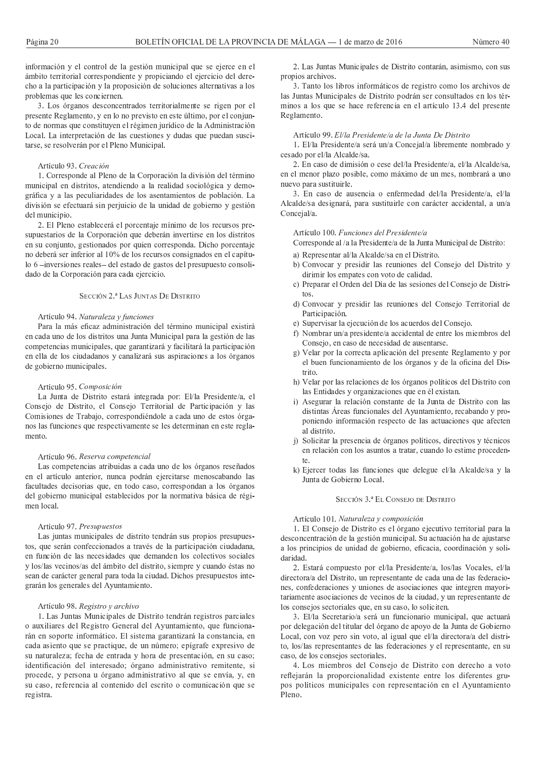información y el control de la gestión municipal que se ejerce en el ámbito territorial correspondiente y propiciando el ejercicio del derecho a la participación y la proposición de soluciones alternativas a los problemas que les conciernen.

3. Los órganos desconcentrados territorialmente se rigen por el presente Reglamento, y en lo no previsto en este último, por el conjunto de normas que constituyen el régimen jurídico de la Administración Local. La interpretación de las cuestiones y dudas que puedan suscitarse, se resolverán por el Pleno Municipal.

Artículo 93. *Creación*

1. Corresponde al Pleno de la Corporación la división del término municipal en distritos, atendiendo a la realidad sociológica y demográfica y a las peculiaridades de los asentamientos de población. La división se efectuará sin perjuicio de la unidad de gobierno y gestión del municipio.

2. El Pleno establecerá el porcentaje mínimo de los recursos presupuestarios de la Corporación que deberán invertirse en los distritos en su conjunto, gestionados por quien corresponda. Dicho porcentaje no deberá ser inferior al 10% de los recursos consignados en el capítulo 6 –inversiones reales– del estado de gastos del presupuesto consolidado de la Corporación para cada ejercicio.

## Sección 2.ª Las Juntas De Distrito

Artículo 94. *Naturaleza y funciones*

Para la más eficaz administración del término municipal existirá en cada uno de los distritos una Junta Municipal para la gestión de las competencias municipales, que garantizará y facilitará la participación en ella de los ciudadanos y canalizará sus aspiraciones a los órganos de gobierno municipales.

Artículo 95. *Composición*

La Junta de Distrito estará integrada por: El/la Presidente/a, el Consejo de Distrito, el Consejo Territorial de Participación y las Comisiones de Trabajo, correspondiéndole a cada uno de estos órganos las funciones que respectivamente se les determinan en este reglamento.

Artículo 96. *Reserva competencial*

Las competencias atribuidas a cada uno de los órganos reseñados en el artículo anterior, nunca podrán ejercitarse menoscabando las facultades decisorias que, en todo caso, correspondan a los órganos del gobierno municipal establecidos por la normativa básica de régimen local.

Artículo 97. *Presupuestos*

Las juntas municipales de distrito tendrán sus propios presupuestos, que serán confeccionados a través de la participación ciudadana, en función de las necesidades que demanden los colectivos sociales y los/las vecinos/as del ámbito del distrito, siempre y cuando éstas no sean de carácter general para toda la ciudad. Dichos presupuestos integrarán los generales del Ayuntamiento.

Artículo 98. *Registro y archivo*

1. Las Juntas Municipales de Distrito tendrán registros parciales o auxiliares del Registro General del Ayuntamiento, que funcionarán en soporte informático. El sistema garantizará la constancia, en cada asiento que se practique, de un número; epígrafe expresivo de su naturaleza; fecha de entrada y hora de presentación, en su caso; identificación del interesado; órgano administrativo remitente, si procede, y persona u órgano administrativo al que se envía, y, en su caso, referencia al contenido del escrito o comunicación que se registra.

2. Las Juntas Municipales de Distrito contarán, asimismo, con sus propios archivos.

3. Tanto los libros informáticos de registro como los archivos de las Juntas Municipales de Distrito podrán ser consultados en los términos a los que se hace referencia en el artículo 13.4 del presente Reglamento.

Artículo 99. *El/la Presidente/a de la Junta De Distrito*

1. El/la Presidente/a será un/a Concejal/a libremente nombrado y cesado por el/la Alcalde/sa.

2. En caso de dimisión o cese del/la Presidente/a, el/la Alcalde/sa, en el menor plazo posible, como máximo de un mes, nombrará a uno nuevo para sustituirle.

3. En caso de ausencia o enfermedad del/la Presidente/a, el/la Alcalde/sa designará, para sustituirle con carácter accidental, a un/a Concejal/a.

Artículo 100. *Funciones del Presidente/a*

Corresponde al /a la Presidente/a de la Junta Municipal de Distrito:

a) Representar al/la Alcalde/sa en el Distrito.
b) Convocar y presidir las reuniones del Consejo del Distrito y dirimir los empates con voto de calidad.
c) Preparar el Orden del Día de las sesiones del Consejo de Distritos.
d) Convocar y presidir las reuniones del Consejo Territorial de Participación.
e) Supervisar la ejecución de los acuerdos del Consejo.
f) Nombrar un/a presidente/a accidental de entre los miembros del Consejo, en caso de necesidad de ausentarse.
g) Velar por la correcta aplicación del presente Reglamento y por el buen funcionamiento de los órganos y de la oficina del Distrito.
h) Velar por las relaciones de los órganos políticos del Distrito con las Entidades y organizaciones que en él existan.
i) Asegurar la relación constante de la Junta de Distrito con las distintas Áreas funcionales del Ayuntamiento, recabando y proponiendo información respecto de las actuaciones que afecten al distrito.
j) Solicitar la presencia de órganos políticos, directivos y técnicos en relación con los asuntos a tratar, cuando lo estime procedente.
k) Ejercer todas las funciones que delegue el/la Alcalde/sa y la Junta de Gobierno Local.

## Sección 3.ª El Consejo de Distrito

Artículo 101. *Naturaleza y composición*

1. El Consejo de Distrito es el órgano ejecutivo territorial para la desconcentración de la gestión municipal. Su actuación ha de ajustarse a los principios de unidad de gobierno, eficacia, coordinación y solidaridad.

2. Estará compuesto por el/la Presidente/a, los/las Vocales, el/la directora/a del Distrito, un representante de cada una de las federaciones, confederaciones y uniones de asociaciones que integren mayoritariamente asociaciones de vecinos de la ciudad, y un representante de los consejos sectoriales que, en su caso, lo soliciten.

3. El/la Secretario/a será un funcionario municipal, que actuará por delegación del titular del órgano de apoyo de la Junta de Gobierno Local, con voz pero sin voto, al igual que el/la directora/a del distrito, los/las representantes de las federaciones y el representante, en su caso, de los consejos sectoriales.

4. Los miembros del Consejo de Distrito con derecho a voto reflejarán la proporcionalidad existente entre los diferentes grupos políticos municipales con representación en el Ayuntamiento Pleno.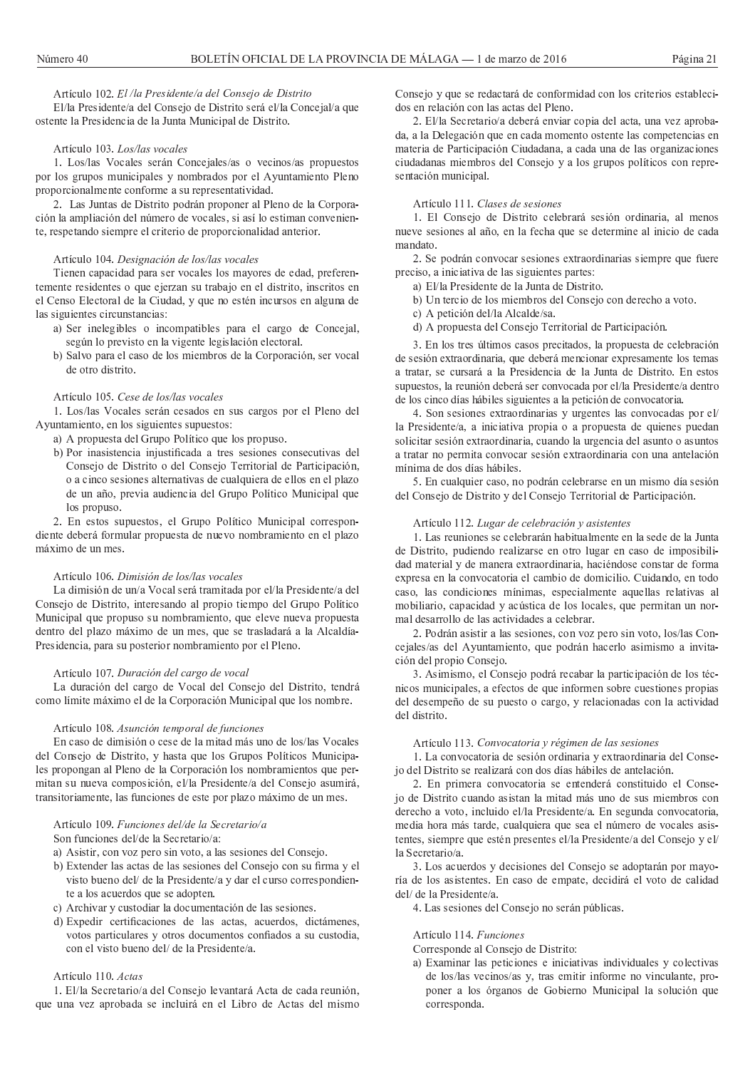Artículo 102. *El /la Presidente/a del Consejo de Distrito*

El/la Presidente/a del Consejo de Distrito será el/la Concejal/a que ostente la Presidencia de la Junta Municipal de Distrito.

Artículo 103. *Los/las vocales*

1. Los/las Vocales serán Concejales/as o vecinos/as propuestos por los grupos municipales y nombrados por el Ayuntamiento Pleno proporcionalmente conforme a su representatividad.

2. Las Juntas de Distrito podrán proponer al Pleno de la Corporación la ampliación del número de vocales, si así lo estiman conveniente, respetando siempre el criterio de proporcionalidad anterior.

Artículo 104. *Designación de los/las vocales*

Tienen capacidad para ser vocales los mayores de edad, preferentemente residentes o que ejerzan su trabajo en el distrito, inscritos en el Censo Electoral de la Ciudad, y que no estén incursos en alguna de las siguientes circunstancias:

a) Ser inelegibles o incompatibles para el cargo de Concejal, según lo previsto en la vigente legislación electoral.
b) Salvo para el caso de los miembros de la Corporación, ser vocal de otro distrito.

Artículo 105. *Cese de los/las vocales*

1. Los/las Vocales serán cesados en sus cargos por el Pleno del Ayuntamiento, en los siguientes supuestos:

a) A propuesta del Grupo Político que los propuso.
b) Por inasistencia injustificada a tres sesiones consecutivas del Consejo de Distrito o del Consejo Territorial de Participación, o a cinco sesiones alternativas de cualquiera de ellos en el plazo de un año, previa audiencia del Grupo Político Municipal que los propuso.

2. En estos supuestos, el Grupo Político Municipal correspondiente deberá formular propuesta de nuevo nombramiento en el plazo máximo de un mes.

Artículo 106. *Dimisión de los/las vocales*

La dimisión de un/a Vocal será tramitada por el/la Presidente/a del Consejo de Distrito, interesando al propio tiempo del Grupo Político Municipal que propuso su nombramiento, que eleve nueva propuesta dentro del plazo máximo de un mes, que se trasladará a la Alcaldía-Presidencia, para su posterior nombramiento por el Pleno.

Artículo 107. *Duración del cargo de vocal*

La duración del cargo de Vocal del Consejo del Distrito, tendrá como límite máximo el de la Corporación Municipal que los nombre.

Artículo 108. *Asunción temporal de funciones*

En caso de dimisión o cese de la mitad más uno de los/las Vocales del Consejo de Distrito, y hasta que los Grupos Políticos Municipales propongan al Pleno de la Corporación los nombramientos que permitan su nueva composición, el/la Presidente/a del Consejo asumirá, transitoriamente, las funciones de este por plazo máximo de un mes.

Artículo 109. *Funciones del/de la Secretario/a*

Son funciones del/de la Secretario/a:

a) Asistir, con voz pero sin voto, a las sesiones del Consejo.
b) Extender las actas de las sesiones del Consejo con su firma y el visto bueno del/ de la Presidente/a y dar el curso correspondiente a los acuerdos que se adopten.
c) Archivar y custodiar la documentación de las sesiones.
d) Expedir certificaciones de las actas, acuerdos, dictámenes, votos particulares y otros documentos confiados a su custodia, con el visto bueno del/ de la Presidente/a.

Artículo 110. *Actas*

1. El/la Secretario/a del Consejo levantará Acta de cada reunión, que una vez aprobada se incluirá en el Libro de Actas del mismo Consejo y que se redactará de conformidad con los criterios establecidos en relación con las actas del Pleno.

2. El/la Secretario/a deberá enviar copia del acta, una vez aprobada, a la Delegación que en cada momento ostente las competencias en materia de Participación Ciudadana, a cada una de las organizaciones ciudadanas miembros del Consejo y a los grupos políticos con representación municipal.

Artículo 111. *Clases de sesiones*

1. El Consejo de Distrito celebrará sesión ordinaria, al menos nueve sesiones al año, en la fecha que se determine al inicio de cada mandato.

2. Se podrán convocar sesiones extraordinarias siempre que fuere preciso, a iniciativa de las siguientes partes:

a) El/la Presidente de la Junta de Distrito.
b) Un tercio de los miembros del Consejo con derecho a voto.
c) A petición del/la Alcalde/sa.
d) A propuesta del Consejo Territorial de Participación.

3. En los tres últimos casos precitados, la propuesta de celebración de sesión extraordinaria, que deberá mencionar expresamente los temas a tratar, se cursará a la Presidencia de la Junta de Distrito. En estos supuestos, la reunión deberá ser convocada por el/la Presidente/a dentro de los cinco días hábiles siguientes a la petición de convocatoria.

4. Son sesiones extraordinarias y urgentes las convocadas por el/ la Presidente/a, a iniciativa propia o a propuesta de quienes puedan solicitar sesión extraordinaria, cuando la urgencia del asunto o asuntos a tratar no permita convocar sesión extraordinaria con una antelación mínima de dos días hábiles.

5. En cualquier caso, no podrán celebrarse en un mismo día sesión del Consejo de Distrito y del Consejo Territorial de Participación.

Artículo 112. *Lugar de celebración y asistentes*

1. Las reuniones se celebrarán habitualmente en la sede de la Junta de Distrito, pudiendo realizarse en otro lugar en caso de imposibilidad material y de manera extraordinaria, haciéndose constar de forma expresa en la convocatoria el cambio de domicilio. Cuidando, en todo caso, las condiciones mínimas, especialmente aquellas relativas al mobiliario, capacidad y acústica de los locales, que permitan un normal desarrollo de las actividades a celebrar.

2. Podrán asistir a las sesiones, con voz pero sin voto, los/las Concejales/as del Ayuntamiento, que podrán hacerlo asimismo a invitación del propio Consejo.

3. Asimismo, el Consejo podrá recabar la participación de los técnicos municipales, a efectos de que informen sobre cuestiones propias del desempeño de su puesto o cargo, y relacionadas con la actividad del distrito.

Artículo 113. *Convocatoria y régimen de las sesiones*

1. La convocatoria de sesión ordinaria y extraordinaria del Consejo del Distrito se realizará con dos días hábiles de antelación.

2. En primera convocatoria se entenderá constituido el Consejo de Distrito cuando asistan la mitad más uno de sus miembros con derecho a voto, incluido el/la Presidente/a. En segunda convocatoria, media hora más tarde, cualquiera que sea el número de vocales asistentes, siempre que estén presentes el/la Presidente/a del Consejo y el/ la Secretario/a.

3. Los acuerdos y decisiones del Consejo se adoptarán por mayoría de los asistentes. En caso de empate, decidirá el voto de calidad del/ de la Presidente/a.

4. Las sesiones del Consejo no serán públicas.

Artículo 114. *Funciones*

Corresponde al Consejo de Distrito:

a) Examinar las peticiones e iniciativas individuales y colectivas de los/las vecinos/as y, tras emitir informe no vinculante, proponer a los órganos de Gobierno Municipal la solución que corresponda.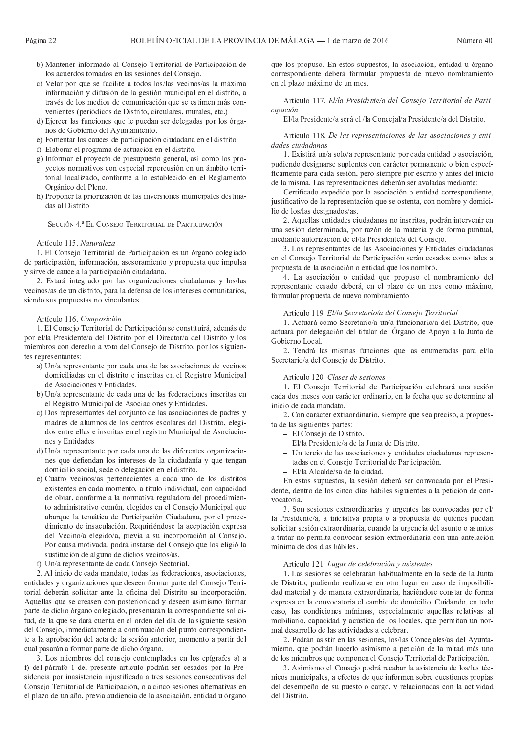b) Mantener informado al Consejo Territorial de Participación de los acuerdos tomados en las sesiones del Consejo.
c) Velar por que se facilite a todos los/las vecinos/as la máxima información y difusión de la gestión municipal en el distrito, a través de los medios de comunicación que se estimen más convenientes (periódicos de Distrito, circulares, murales, etc.)
d) Ejercer las funciones que le puedan ser delegadas por los órganos de Gobierno del Ayuntamiento.
e) Fomentar los cauces de participación ciudadana en el distrito.
f) Elaborar el programa de actuación en el distrito.
g) Informar el proyecto de presupuesto general, así como los proyectos normativos con especial repercusión en un ámbito territorial localizado, conforme a lo establecido en el Reglamento Orgánico del Pleno.
h) Proponer la priorización de las inversiones municipales destinadas al Distrito

### Sección 4.ª El Consejo Territorial de Participación

Artículo 115. *Naturaleza*

1. El Consejo Territorial de Participación es un órgano colegiado de participación, información, asesoramiento y propuesta que impulsa y sirve de cauce a la participación ciudadana.

2. Estará integrado por las organizaciones ciudadanas y los/las vecinos/as de un distrito, para la defensa de los intereses comunitarios, siendo sus propuestas no vinculantes.

Artículo 116. *Composición*

1. El Consejo Territorial de Participación se constituirá, además de por el/la Presidente/a del Distrito por el Director/a del Distrito y los miembros con derecho a voto del Consejo de Distrito, por los siguientes representantes:

a) Un/a representante por cada una de las asociaciones de vecinos domiciliadas en el distrito e inscritas en el Registro Municipal de Asociaciones y Entidades.
b) Un/a representante de cada una de las federaciones inscritas en el Registro Municipal de Asociaciones y Entidades.
c) Dos representantes del conjunto de las asociaciones de padres y madres de alumnos de los centros escolares del Distrito, elegidos entre ellas e inscritas en el registro Municipal de Asociaciones y Entidades
d) Un/a representante por cada una de las diferentes organizaciones que defiendan los intereses de la ciudadanía y que tengan domicilio social, sede o delegación en el distrito.
e) Cuatro vecinos/as pertenecientes a cada uno de los distritos existentes en cada momento, a título individual, con capacidad de obrar, conforme a la normativa reguladora del procedimiento administrativo común, elegidos en el Consejo Municipal que abarque la temática de Participación Ciudadana, por el procedimiento de insaculación. Requiriéndose la aceptación expresa del Vecino/a elegido/a, previa a su incorporación al Consejo. Por causa motivada, podrá instarse del Consejo que los eligió la sustitución de alguno de dichos vecinos/as.
f) Un/a representante de cada Consejo Sectorial.

2. Al inicio de cada mandato, todas las federaciones, asociaciones, entidades y organizaciones que deseen formar parte del Consejo Territorial deberán solicitar ante la oficina del Distrito su incorporación. Aquellas que se creasen con posterioridad y deseen asimismo formar parte de dicho órgano colegiado, presentarán la correspondiente solicitud, de la que se dará cuenta en el orden del día de la siguiente sesión del Consejo, inmediatamente a continuación del punto correspondiente a la aprobación del acta de la sesión anterior, momento a partir del cual pasarán a formar parte de dicho órgano.

3. Los miembros del consejo contemplados en los epígrafes a) a f) del párrafo 1 del presente artículo podrán ser cesados por la Presidencia por inasistencia injustificada a tres sesiones consecutivas del Consejo Territorial de Participación, o a cinco sesiones alternativas en el plazo de un año, previa audiencia de la asociación, entidad u órgano que los propuso. En estos supuestos, la asociación, entidad u órgano correspondiente deberá formular propuesta de nuevo nombramiento en el plazo máximo de un mes.

Artículo 117. *El/la Presidente/a del Consejo Territorial de Participación*

El/la Presidente/a será el /la Concejal/a Presidente/a del Distrito.

Artículo 118. *De las representaciones de las asociaciones y entidades ciudadanas*

1. Existirá un/a solo/a representante por cada entidad o asociación, pudiendo designarse suplentes con carácter permanente o bien específicamente para cada sesión, pero siempre por escrito y antes del inicio de la misma. Las representaciones deberán ser avaladas mediante:

Certificado expedido por la asociación o entidad correspondiente, justificativo de la representación que se ostenta, con nombre y domicilio de los/las designados/as.

2. Aquellas entidades ciudadanas no inscritas, podrán intervenir en una sesión determinada, por razón de la materia y de forma puntual, mediante autorización de el/la Presidente/a del Consejo.

3. Los representantes de las Asociaciones y Entidades ciudadanas en el Consejo Territorial de Participación serán cesados como tales a propuesta de la asociación o entidad que los nombró.

4. La asociación o entidad que propuso el nombramiento del representante cesado deberá, en el plazo de un mes como máximo, formular propuesta de nuevo nombramiento.

Artículo 119. *El/la Secretario/a del Consejo Territorial*

1. Actuará como Secretario/a un/a funcionario/a del Distrito, que actuará por delegación del titular del Órgano de Apoyo a la Junta de Gobierno Local.

2. Tendrá las mismas funciones que las enumeradas para el/la Secretario/a del Consejo de Distrito.

Artículo 120. *Clases de sesiones*

1. El Consejo Territorial de Participación celebrará una sesión cada dos meses con carácter ordinario, en la fecha que se determine al inicio de cada mandato.

2. Con carácter extraordinario, siempre que sea preciso, a propuesta de las siguientes partes:

- El Consejo de Distrito.
- El/la Presidente/a de la Junta de Distrito.
- Un tercio de las asociaciones y entidades ciudadanas representadas en el Consejo Territorial de Participación.
- El/la Alcalde/sa de la ciudad.

En estos supuestos, la sesión deberá ser convocada por el Presidente, dentro de los cinco días hábiles siguientes a la petición de convocatoria.

3. Son sesiones extraordinarias y urgentes las convocadas por el/la Presidente/a, a iniciativa propia o a propuesta de quienes puedan solicitar sesión extraordinaria, cuando la urgencia del asunto o asuntos a tratar no permita convocar sesión extraordinaria con una antelación mínima de dos días hábiles.

Artículo 121. *Lugar de celebración y asistentes*

1. Las sesiones se celebrarán habitualmente en la sede de la Junta de Distrito, pudiendo realizarse en otro lugar en caso de imposibilidad material y de manera extraordinaria, haciéndose constar de forma expresa en la convocatoria el cambio de domicilio. Cuidando, en todo caso, las condiciones mínimas, especialmente aquellas relativas al mobiliario, capacidad y acústica de los locales, que permitan un normal desarrollo de las actividades a celebrar.

2. Podrán asistir en las sesiones, los/las Concejales/as del Ayuntamiento, que podrán hacerlo asimismo a petición de la mitad más uno de los miembros que componen el Consejo Territorial de Participación.

3. Asimismo el Consejo podrá recabar la asistencia de los/las técnicos municipales, a efectos de que informen sobre cuestiones propias del desempeño de su puesto o cargo, y relacionadas con la actividad del Distrito.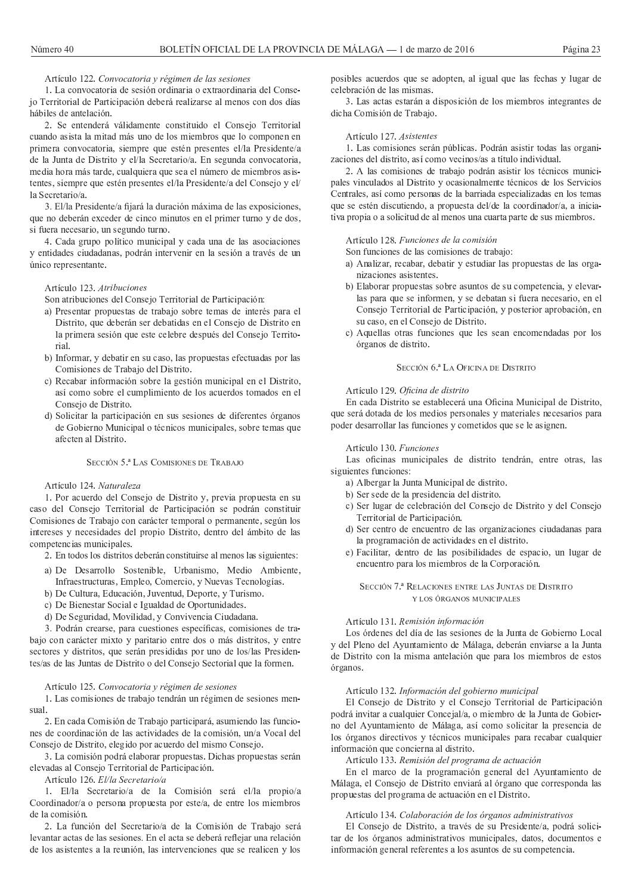Artículo 122. *Convocatoria y régimen de las sesiones*

1. La convocatoria de sesión ordinaria o extraordinaria del Consejo Territorial de Participación deberá realizarse al menos con dos días hábiles de antelación.

2. Se entenderá válidamente constituido el Consejo Territorial cuando asista la mitad más uno de los miembros que lo componen en primera convocatoria, siempre que estén presentes el/la Presidente/a de la Junta de Distrito y el/la Secretario/a. En segunda convocatoria, media hora más tarde, cualquiera que sea el número de miembros asistentes, siempre que estén presentes el/la Presidente/a del Consejo y el/la Secretario/a.

3. El/la Presidente/a fijará la duración máxima de las exposiciones, que no deberán exceder de cinco minutos en el primer turno y de dos, si fuera necesario, un segundo turno.

4. Cada grupo político municipal y cada una de las asociaciones y entidades ciudadanas, podrán intervenir en la sesión a través de un único representante.

Artículo 123. *Atribuciones*

Son atribuciones del Consejo Territorial de Participación:

a) Presentar propuestas de trabajo sobre temas de interés para el Distrito, que deberán ser debatidas en el Consejo de Distrito en la primera sesión que este celebre después del Consejo Territorial.
b) Informar, y debatir en su caso, las propuestas efectuadas por las Comisiones de Trabajo del Distrito.
c) Recabar información sobre la gestión municipal en el Distrito, así como sobre el cumplimiento de los acuerdos tomados en el Consejo de Distrito.
d) Solicitar la participación en sus sesiones de diferentes órganos de Gobierno Municipal o técnicos municipales, sobre temas que afecten al Distrito.

### Sección 5.ª Las Comisiones de Trabajo

Artículo 124. *Naturaleza*

1. Por acuerdo del Consejo de Distrito y, previa propuesta en su caso del Consejo Territorial de Participación se podrán constituir Comisiones de Trabajo con carácter temporal o permanente, según los intereses y necesidades del propio Distrito, dentro del ámbito de las competencias municipales.

2. En todos los distritos deberán constituirse al menos las siguientes:

a) De Desarrollo Sostenible, Urbanismo, Medio Ambiente, Infraestructuras, Empleo, Comercio, y Nuevas Tecnologías.
b) De Cultura, Educación, Juventud, Deporte, y Turismo.
c) De Bienestar Social e Igualdad de Oportunidades.
d) De Seguridad, Movilidad, y Convivencia Ciudadana.

3. Podrán crearse, para cuestiones específicas, comisiones de trabajo con carácter mixto y paritario entre dos o más distritos, y entre sectores y distritos, que serán presididas por uno de los/las Presidentes/as de las Juntas de Distrito o del Consejo Sectorial que la formen.

Artículo 125. *Convocatoria y régimen de sesiones*

1. Las comisiones de trabajo tendrán un régimen de sesiones mensual.

2. En cada Comisión de Trabajo participará, asumiendo las funciones de coordinación de las actividades de la comisión, un/a Vocal del Consejo de Distrito, elegido por acuerdo del mismo Consejo.

3. La comisión podrá elaborar propuestas. Dichas propuestas serán elevadas al Consejo Territorial de Participación.

Artículo 126. *El/la Secretario/a*

1. El/la Secretario/a de la Comisión será el/la propio/a Coordinador/a o persona propuesta por este/a, de entre los miembros de la comisión.

2. La función del Secretario/a de la Comisión de Trabajo será levantar actas de las sesiones. En el acta se deberá reflejar una relación de los asistentes a la reunión, las intervenciones que se realicen y los posibles acuerdos que se adopten, al igual que las fechas y lugar de celebración de las mismas.

3. Las actas estarán a disposición de los miembros integrantes de dicha Comisión de Trabajo.

Artículo 127. *Asistentes*

1. Las comisiones serán públicas. Podrán asistir todas las organizaciones del distrito, así como vecinos/as a título individual.

2. A las comisiones de trabajo podrán asistir los técnicos municipales vinculados al Distrito y ocasionalmente técnicos de los Servicios Centrales, así como personas de la barriada especializadas en los temas que se estén discutiendo, a propuesta del/de la coordinador/a, a iniciativa propia o a solicitud de al menos una cuarta parte de sus miembros.

Artículo 128. *Funciones de la comisión*

Son funciones de las comisiones de trabajo:

a) Analizar, recabar, debatir y estudiar las propuestas de las organizaciones asistentes.
b) Elaborar propuestas sobre asuntos de su competencia, y elevarlas para que se informen, y se debatan si fuera necesario, en el Consejo Territorial de Participación, y posterior aprobación, en su caso, en el Consejo de Distrito.
c) Aquellas otras funciones que les sean encomendadas por los órganos de distrito.

### Sección 6.ª La Oficina de Distrito

Artículo 129. *Oficina de distrito*

En cada Distrito se establecerá una Oficina Municipal de Distrito, que será dotada de los medios personales y materiales necesarios para poder desarrollar las funciones y cometidos que se le asignen.

Artículo 130. *Funciones*

Las oficinas municipales de distrito tendrán, entre otras, las siguientes funciones:

a) Albergar la Junta Municipal de distrito.
b) Ser sede de la presidencia del distrito.
c) Ser lugar de celebración del Consejo de Distrito y del Consejo Territorial de Participación.
d) Ser centro de encuentro de las organizaciones ciudadanas para la programación de actividades en el distrito.
e) Facilitar, dentro de las posibilidades de espacio, un lugar de encuentro para los miembros de la Corporación.

### Sección 7.ª Relaciones entre las Juntas de Distrito y los órganos municipales

Artículo 131. *Remisión información*

Los órdenes del día de las sesiones de la Junta de Gobierno Local y del Pleno del Ayuntamiento de Málaga, deberán enviarse a la Junta de Distrito con la misma antelación que para los miembros de estos órganos.

Artículo 132. *Información del gobierno municipal*

El Consejo de Distrito y el Consejo Territorial de Participación podrá invitar a cualquier Concejal/a, o miembro de la Junta de Gobierno del Ayuntamiento de Málaga, así como solicitar la presencia de los órganos directivos y técnicos municipales para recabar cualquier información que concierna al distrito.

Artículo 133. *Remisión del programa de actuación*

En el marco de la programación general del Ayuntamiento de Málaga, el Consejo de Distrito enviará al órgano que corresponda las propuestas del programa de actuación en el Distrito.

Artículo 134. *Colaboración de los órganos administrativos*

El Consejo de Distrito, a través de su Presidente/a, podrá solicitar de los órganos administrativos municipales, datos, documentos e información general referentes a los asuntos de su competencia.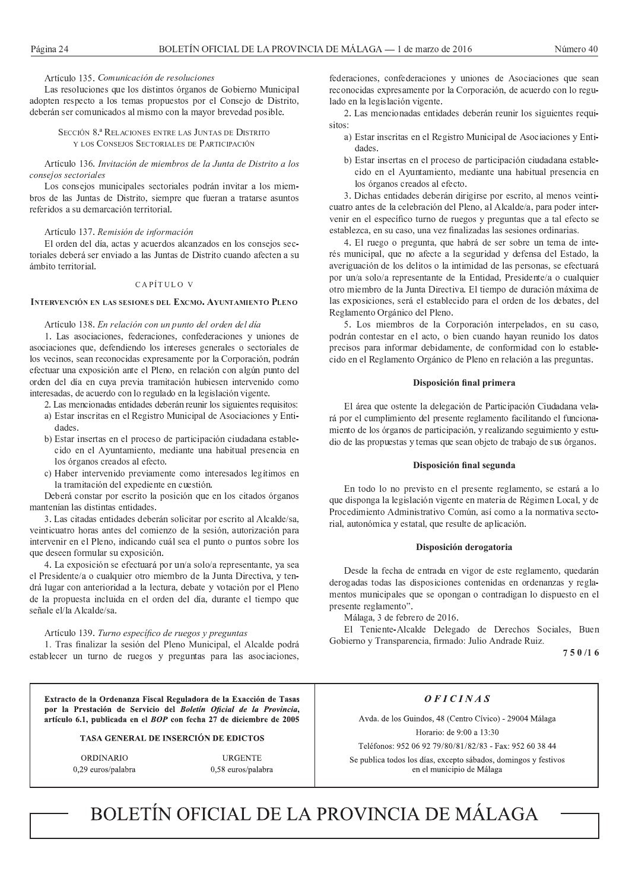Artículo 135. *Comunicación de resoluciones*

Las resoluciones que los distintos órganos de Gobierno Municipal adopten respecto a los temas propuestos por el Consejo de Distrito, deberán ser comunicados al mismo con la mayor brevedad posible.

SECCIÓN 8.ª RELACIONES ENTRE LAS JUNTAS DE DISTRITO Y LOS CONSEJOS SECTORIALES DE PARTICIPACIÓN

Artículo 136. *Invitación de miembros de la Junta de Distrito a los consejos sectoriales*

Los consejos municipales sectoriales podrán invitar a los miembros de las Juntas de Distrito, siempre que fueran a tratarse asuntos referidos a su demarcación territorial.

Artículo 137. *Remisión de información*

El orden del día, actas y acuerdos alcanzados en los consejos sectoriales deberá ser enviado a las Juntas de Distrito cuando afecten a su ámbito territorial.

CAPÍTULO V

**INTERVENCIÓN EN LAS SESIONES DEL EXCMO. AYUNTAMIENTO PLENO**

Artículo 138. *En relación con un punto del orden del día*

1. Las asociaciones, federaciones, confederaciones y uniones de asociaciones que, defendiendo los intereses generales o sectoriales de los vecinos, sean reconocidas expresamente por la Corporación, podrán efectuar una exposición ante el Pleno, en relación con algún punto del orden del día en cuya previa tramitación hubiesen intervenido como interesadas, de acuerdo con lo regulado en la legislación vigente.

2. Las mencionadas entidades deberán reunir los siguientes requisitos:

a) Estar inscritas en el Registro Municipal de Asociaciones y Entidades.

b) Estar insertas en el proceso de participación ciudadana establecido en el Ayuntamiento, mediante una habitual presencia en los órganos creados al efecto.

c) Haber intervenido previamente como interesados legítimos en la tramitación del expediente en cuestión.

Deberá constar por escrito la posición que en los citados órganos mantenían las distintas entidades.

3. Las citadas entidades deberán solicitar por escrito al Alcalde/sa, veinticuatro horas antes del comienzo de la sesión, autorización para intervenir en el Pleno, indicando cuál sea el punto o puntos sobre los que deseen formular su exposición.

4. La exposición se efectuará por un/a solo/a representante, ya sea el Presidente/a o cualquier otro miembro de la Junta Directiva, y tendrá lugar con anterioridad a la lectura, debate y votación por el Pleno de la propuesta incluida en el orden del día, durante el tiempo que señale el/la Alcalde/sa.

Artículo 139. *Turno específico de ruegos y preguntas*

1. Tras finalizar la sesión del Pleno Municipal, el Alcalde podrá establecer un turno de ruegos y preguntas para las asociaciones, federaciones, confederaciones y uniones de Asociaciones que sean reconocidas expresamente por la Corporación, de acuerdo con lo regulado en la legislación vigente.

2. Las mencionadas entidades deberán reunir los siguientes requisitos:

a) Estar inscritas en el Registro Municipal de Asociaciones y Entidades.

b) Estar insertas en el proceso de participación ciudadana establecido en el Ayuntamiento, mediante una habitual presencia en los órganos creados al efecto.

3. Dichas entidades deberán dirigirse por escrito, al menos veinticuatro antes de la celebración del Pleno, al Alcalde/a, para poder intervenir en el específico turno de ruegos y preguntas que a tal efecto se establezca, en su caso, una vez finalizadas las sesiones ordinarias.

4. El ruego o pregunta, que habrá de ser sobre un tema de interés municipal, que no afecte a la seguridad y defensa del Estado, la averiguación de los delitos o la intimidad de las personas, se efectuará por un/a solo/a representante de la Entidad, Presidente/a o cualquier otro miembro de la Junta Directiva. El tiempo de duración máxima de las exposiciones, será el establecido para el orden de los debates, del Reglamento Orgánico del Pleno.

5. Los miembros de la Corporación interpelados, en su caso, podrán contestar en el acto, o bien cuando hayan reunido los datos precisos para informar debidamente, de conformidad con lo establecido en el Reglamento Orgánico de Pleno en relación a las preguntas.

**Disposición final primera**

El área que ostente la delegación de Participación Ciudadana velará por el cumplimiento del presente reglamento facilitando el funcionamiento de los órganos de participación, y realizando seguimiento y estudio de las propuestas y temas que sean objeto de trabajo de sus órganos.

**Disposición final segunda**

En todo lo no previsto en el presente reglamento, se estará a lo que disponga la legislación vigente en materia de Régimen Local, y de Procedimiento Administrativo Común, así como a la normativa sectorial, autonómica y estatal, que resulte de aplicación.

**Disposición derogatoria**

Desde la fecha de entrada en vigor de este reglamento, quedarán derogadas todas las disposiciones contenidas en ordenanzas y reglamentos municipales que se opongan o contradigan lo dispuesto en el presente reglamento".

Málaga, 3 de febrero de 2016.

El Teniente-Alcalde Delegado de Derechos Sociales, Buen Gobierno y Transparencia, firmado: Julio Andrade Ruiz.

**750/16**

**Extracto de la Ordenanza Fiscal Reguladora de la Exacción de Tasas por la Prestación de Servicio del *Boletín Oficial de la Provincia*, artículo 6.1, publicada en el *BOP* con fecha 27 de diciembre de 2005**

**TASA GENERAL DE INSERCIÓN DE EDICTOS**

| ORDINARIO | URGENTE |
|---|---|
| 0,29 euros/palabra | 0,58 euros/palabra |

***OFICINAS***

Avda. de los Guindos, 48 (Centro Cívico) - 29004 Málaga

Horario: de 9:00 a 13:30

Teléfonos: 952 06 92 79/80/81/82/83 - Fax: 952 60 38 44

Se publica todos los días, excepto sábados, domingos y festivos en el municipio de Málaga

BOLETÍN OFICIAL DE LA PROVINCIA DE MÁLAGA